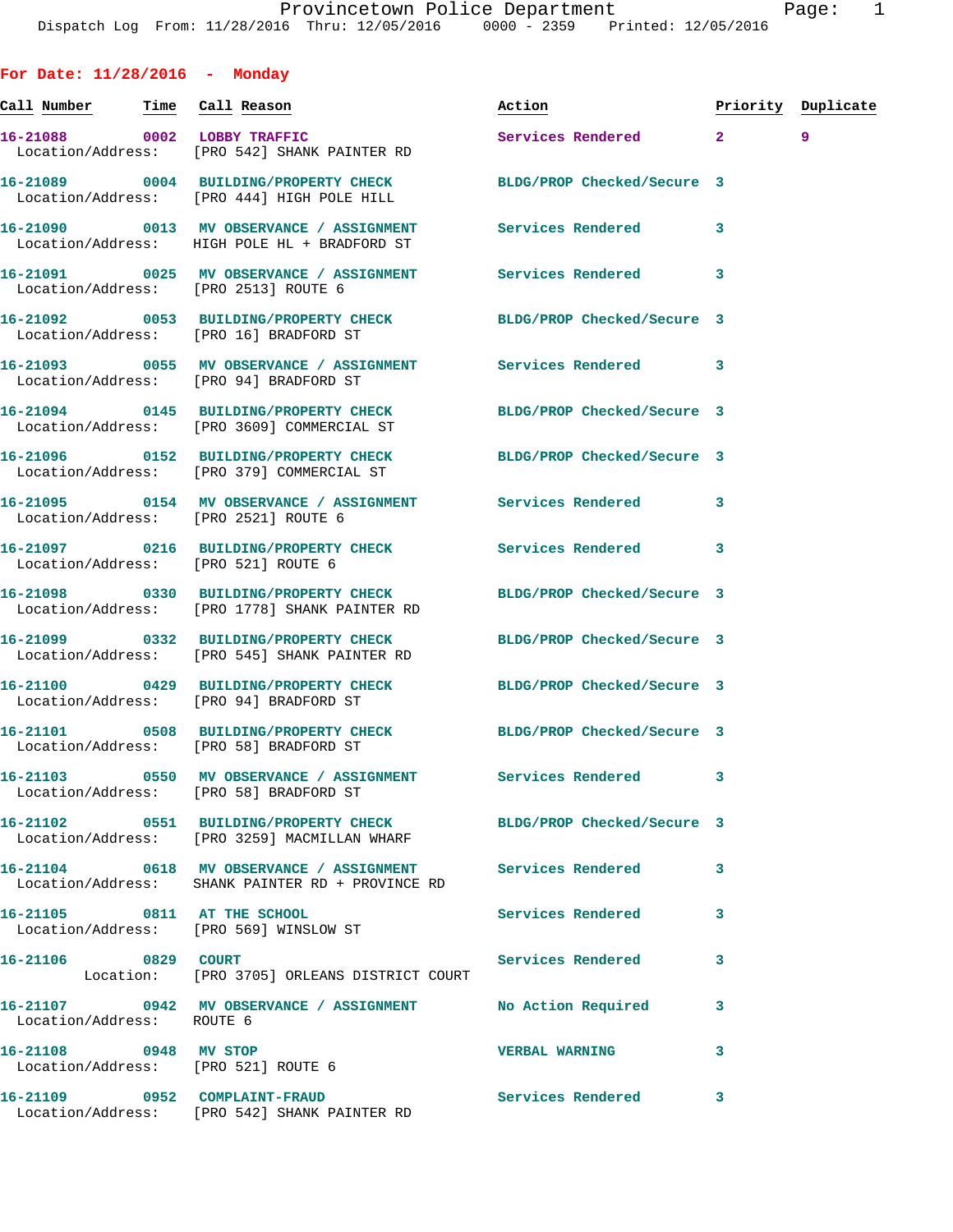**For Date: 11/28/2016 - Monday**

| Call Number | Time | Call Reason | Action | Priority | Duplicate |
|---|---|---|---|---|---|
| 16-21088 | 0002 | LOBBY TRAFFIC | Services Rendered | 2 | 9 |
| Location/Address: | | [PRO 542] SHANK PAINTER RD | | | |
| 16-21089 | 0004 | BUILDING/PROPERTY CHECK | BLDG/PROP Checked/Secure | 3 | |
| Location/Address: | | [PRO 444] HIGH POLE HILL | | | |
| 16-21090 | 0013 | MV OBSERVANCE / ASSIGNMENT | Services Rendered | 3 | |
| Location/Address: | | HIGH POLE HL + BRADFORD ST | | | |
| 16-21091 | 0025 | MV OBSERVANCE / ASSIGNMENT | Services Rendered | 3 | |
| Location/Address: | | [PRO 2513] ROUTE 6 | | | |
| 16-21092 | 0053 | BUILDING/PROPERTY CHECK | BLDG/PROP Checked/Secure | 3 | |
| Location/Address: | | [PRO 16] BRADFORD ST | | | |
| 16-21093 | 0055 | MV OBSERVANCE / ASSIGNMENT | Services Rendered | 3 | |
| Location/Address: | | [PRO 94] BRADFORD ST | | | |
| 16-21094 | 0145 | BUILDING/PROPERTY CHECK | BLDG/PROP Checked/Secure | 3 | |
| Location/Address: | | [PRO 3609] COMMERCIAL ST | | | |
| 16-21096 | 0152 | BUILDING/PROPERTY CHECK | BLDG/PROP Checked/Secure | 3 | |
| Location/Address: | | [PRO 379] COMMERCIAL ST | | | |
| 16-21095 | 0154 | MV OBSERVANCE / ASSIGNMENT | Services Rendered | 3 | |
| Location/Address: | | [PRO 2521] ROUTE 6 | | | |
| 16-21097 | 0216 | BUILDING/PROPERTY CHECK | Services Rendered | 3 | |
| Location/Address: | | [PRO 521] ROUTE 6 | | | |
| 16-21098 | 0330 | BUILDING/PROPERTY CHECK | BLDG/PROP Checked/Secure | 3 | |
| Location/Address: | | [PRO 1778] SHANK PAINTER RD | | | |
| 16-21099 | 0332 | BUILDING/PROPERTY CHECK | BLDG/PROP Checked/Secure | 3 | |
| Location/Address: | | [PRO 545] SHANK PAINTER RD | | | |
| 16-21100 | 0429 | BUILDING/PROPERTY CHECK | BLDG/PROP Checked/Secure | 3 | |
| Location/Address: | | [PRO 94] BRADFORD ST | | | |
| 16-21101 | 0508 | BUILDING/PROPERTY CHECK | BLDG/PROP Checked/Secure | 3 | |
| Location/Address: | | [PRO 58] BRADFORD ST | | | |
| 16-21103 | 0550 | MV OBSERVANCE / ASSIGNMENT | Services Rendered | 3 | |
| Location/Address: | | [PRO 58] BRADFORD ST | | | |
| 16-21102 | 0551 | BUILDING/PROPERTY CHECK | BLDG/PROP Checked/Secure | 3 | |
| Location/Address: | | [PRO 3259] MACMILLAN WHARF | | | |
| 16-21104 | 0618 | MV OBSERVANCE / ASSIGNMENT | Services Rendered | 3 | |
| Location/Address: | | SHANK PAINTER RD + PROVINCE RD | | | |
| 16-21105 | 0811 | AT THE SCHOOL | Services Rendered | 3 | |
| Location/Address: | | [PRO 569] WINSLOW ST | | | |
| 16-21106 | 0829 | COURT | Services Rendered | 3 | |
| Location: | | [PRO 3705] ORLEANS DISTRICT COURT | | | |
| 16-21107 | 0942 | MV OBSERVANCE / ASSIGNMENT | No Action Required | 3 | |
| Location/Address: | | ROUTE 6 | | | |
| 16-21108 | 0948 | MV STOP | VERBAL WARNING | 3 | |
| Location/Address: | | [PRO 521] ROUTE 6 | | | |
| 16-21109 | 0952 | COMPLAINT-FRAUD | Services Rendered | 3 | |
| Location/Address: | | [PRO 542] SHANK PAINTER RD | | | |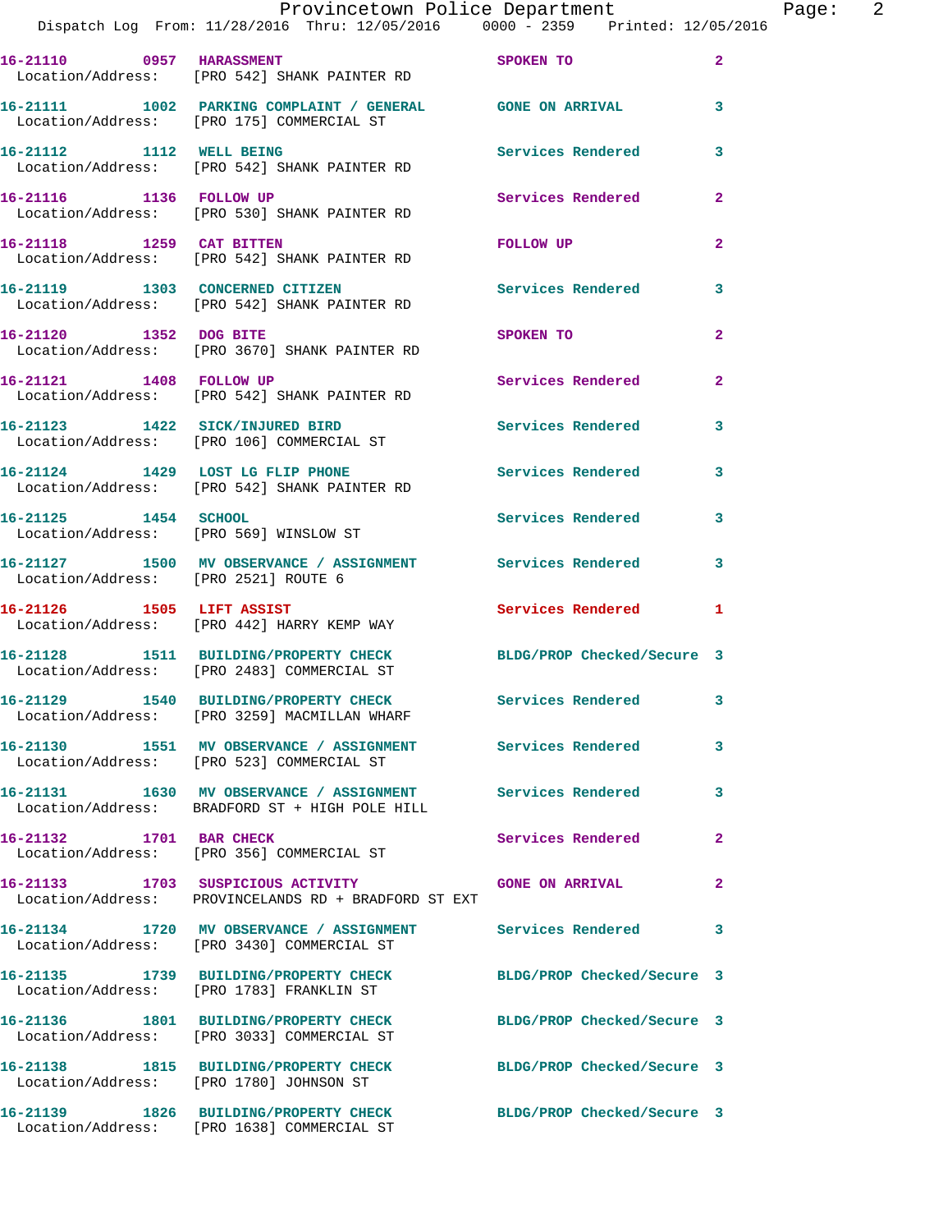16-21110 0957 HARASSMENT SPOKEN TO 2
Location/Address: [PRO 542] SHANK PAINTER RD

16-21111 1002 PARKING COMPLAINT / GENERAL GONE ON ARRIVAL 3
Location/Address: [PRO 175] COMMERCIAL ST

16-21112 1112 WELL BEING Services Rendered 3
Location/Address: [PRO 542] SHANK PAINTER RD

16-21116 1136 FOLLOW UP Services Rendered 2
Location/Address: [PRO 530] SHANK PAINTER RD

16-21118 1259 CAT BITTEN FOLLOW UP 2
Location/Address: [PRO 542] SHANK PAINTER RD

16-21119 1303 CONCERNED CITIZEN Services Rendered 3
Location/Address: [PRO 542] SHANK PAINTER RD

16-21120 1352 DOG BITE SPOKEN TO 2
Location/Address: [PRO 3670] SHANK PAINTER RD

16-21121 1408 FOLLOW UP Services Rendered 2
Location/Address: [PRO 542] SHANK PAINTER RD

16-21123 1422 SICK/INJURED BIRD Services Rendered 3
Location/Address: [PRO 106] COMMERCIAL ST

16-21124 1429 LOST LG FLIP PHONE Services Rendered 3
Location/Address: [PRO 542] SHANK PAINTER RD

16-21125 1454 SCHOOL Services Rendered 3
Location/Address: [PRO 569] WINSLOW ST

16-21127 1500 MV OBSERVANCE / ASSIGNMENT Services Rendered 3
Location/Address: [PRO 2521] ROUTE 6

16-21126 1505 LIFT ASSIST Services Rendered 1
Location/Address: [PRO 442] HARRY KEMP WAY

16-21128 1511 BUILDING/PROPERTY CHECK BLDG/PROP Checked/Secure 3
Location/Address: [PRO 2483] COMMERCIAL ST

16-21129 1540 BUILDING/PROPERTY CHECK Services Rendered 3
Location/Address: [PRO 3259] MACMILLAN WHARF

16-21130 1551 MV OBSERVANCE / ASSIGNMENT Services Rendered 3
Location/Address: [PRO 523] COMMERCIAL ST

16-21131 1630 MV OBSERVANCE / ASSIGNMENT Services Rendered 3
Location/Address: BRADFORD ST + HIGH POLE HILL

16-21132 1701 BAR CHECK Services Rendered 2
Location/Address: [PRO 356] COMMERCIAL ST

16-21133 1703 SUSPICIOUS ACTIVITY GONE ON ARRIVAL 2
Location/Address: PROVINCELANDS RD + BRADFORD ST EXT

16-21134 1720 MV OBSERVANCE / ASSIGNMENT Services Rendered 3
Location/Address: [PRO 3430] COMMERCIAL ST

16-21135 1739 BUILDING/PROPERTY CHECK BLDG/PROP Checked/Secure 3
Location/Address: [PRO 1783] FRANKLIN ST

16-21136 1801 BUILDING/PROPERTY CHECK BLDG/PROP Checked/Secure 3
Location/Address: [PRO 3033] COMMERCIAL ST

16-21138 1815 BUILDING/PROPERTY CHECK BLDG/PROP Checked/Secure 3
Location/Address: [PRO 1780] JOHNSON ST

16-21139 1826 BUILDING/PROPERTY CHECK BLDG/PROP Checked/Secure 3
Location/Address: [PRO 1638] COMMERCIAL ST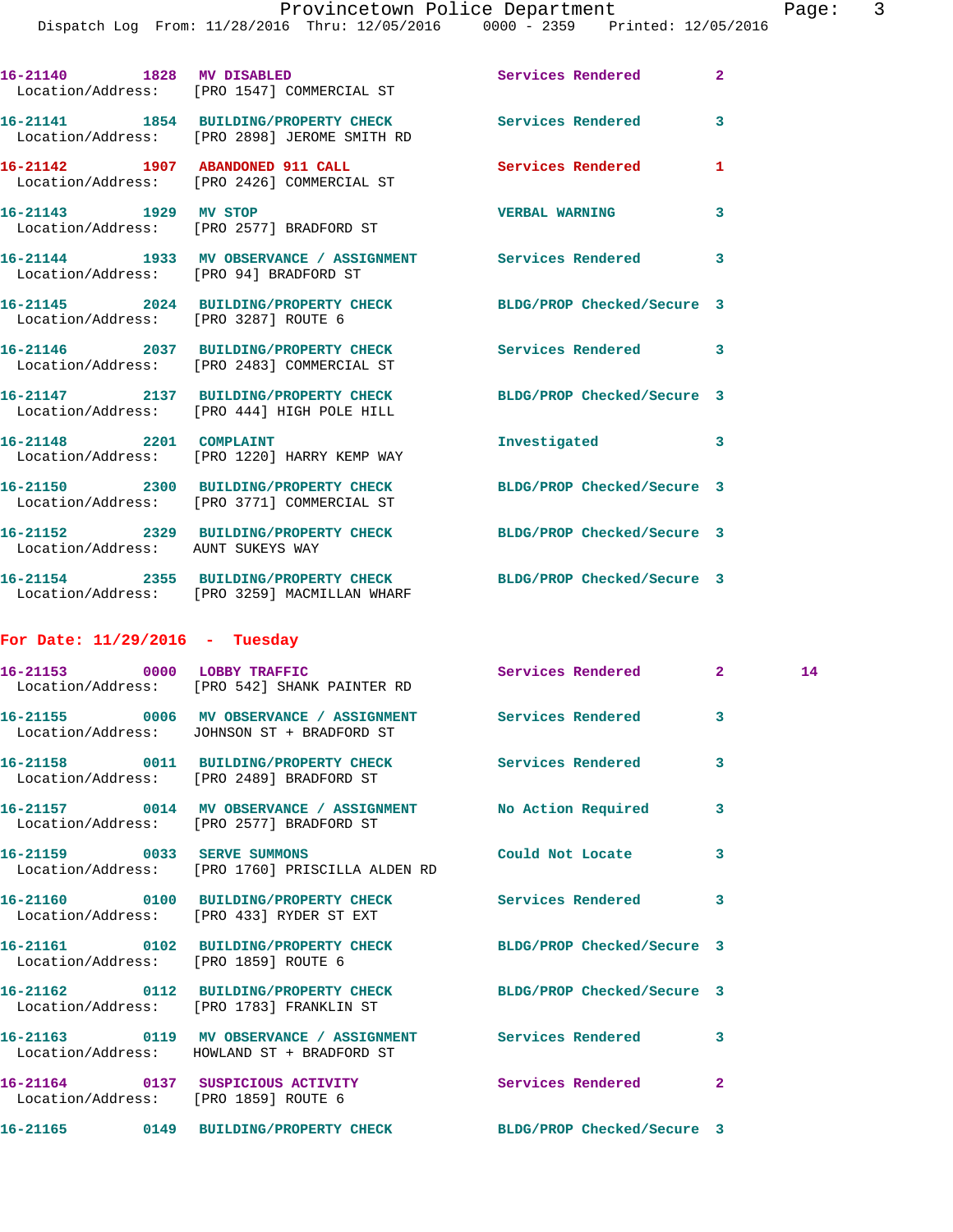16-21140 1828 **MV DISABLED** Services Rendered 2
Location/Address: [PRO 1547] COMMERCIAL ST

16-21141 1854 **BUILDING/PROPERTY CHECK** Services Rendered 3
Location/Address: [PRO 2898] JEROME SMITH RD

16-21142 1907 **ABANDONED 911 CALL** Services Rendered 1
Location/Address: [PRO 2426] COMMERCIAL ST

16-21143 1929 **MV STOP** VERBAL WARNING 3
Location/Address: [PRO 2577] BRADFORD ST

16-21144 1933 **MV OBSERVANCE / ASSIGNMENT** Services Rendered 3
Location/Address: [PRO 94] BRADFORD ST

16-21145 2024 **BUILDING/PROPERTY CHECK** BLDG/PROP Checked/Secure 3
Location/Address: [PRO 3287] ROUTE 6

16-21146 2037 **BUILDING/PROPERTY CHECK** Services Rendered 3
Location/Address: [PRO 2483] COMMERCIAL ST

16-21147 2137 **BUILDING/PROPERTY CHECK** BLDG/PROP Checked/Secure 3
Location/Address: [PRO 444] HIGH POLE HILL

16-21148 2201 **COMPLAINT** Investigated 3
Location/Address: [PRO 1220] HARRY KEMP WAY

16-21150 2300 **BUILDING/PROPERTY CHECK** BLDG/PROP Checked/Secure 3
Location/Address: [PRO 3771] COMMERCIAL ST

16-21152 2329 **BUILDING/PROPERTY CHECK** BLDG/PROP Checked/Secure 3
Location/Address: AUNT SUKEYS WAY

16-21154 2355 **BUILDING/PROPERTY CHECK** BLDG/PROP Checked/Secure 3
Location/Address: [PRO 3259] MACMILLAN WHARF

## For Date: 11/29/2016 - Tuesday

16-21153 0000 **LOBBY TRAFFIC** Services Rendered 2 14
Location/Address: [PRO 542] SHANK PAINTER RD

16-21155 0006 **MV OBSERVANCE / ASSIGNMENT** Services Rendered 3
Location/Address: JOHNSON ST + BRADFORD ST

16-21158 0011 **BUILDING/PROPERTY CHECK** Services Rendered 3
Location/Address: [PRO 2489] BRADFORD ST

16-21157 0014 **MV OBSERVANCE / ASSIGNMENT** No Action Required 3
Location/Address: [PRO 2577] BRADFORD ST

16-21159 0033 **SERVE SUMMONS** Could Not Locate 3
Location/Address: [PRO 1760] PRISCILLA ALDEN RD

16-21160 0100 **BUILDING/PROPERTY CHECK** Services Rendered 3
Location/Address: [PRO 433] RYDER ST EXT

16-21161 0102 **BUILDING/PROPERTY CHECK** BLDG/PROP Checked/Secure 3
Location/Address: [PRO 1859] ROUTE 6

16-21162 0112 **BUILDING/PROPERTY CHECK** BLDG/PROP Checked/Secure 3
Location/Address: [PRO 1783] FRANKLIN ST

16-21163 0119 **MV OBSERVANCE / ASSIGNMENT** Services Rendered 3
Location/Address: HOWLAND ST + BRADFORD ST

16-21164 0137 **SUSPICIOUS ACTIVITY** Services Rendered 2
Location/Address: [PRO 1859] ROUTE 6

16-21165 0149 **BUILDING/PROPERTY CHECK** BLDG/PROP Checked/Secure 3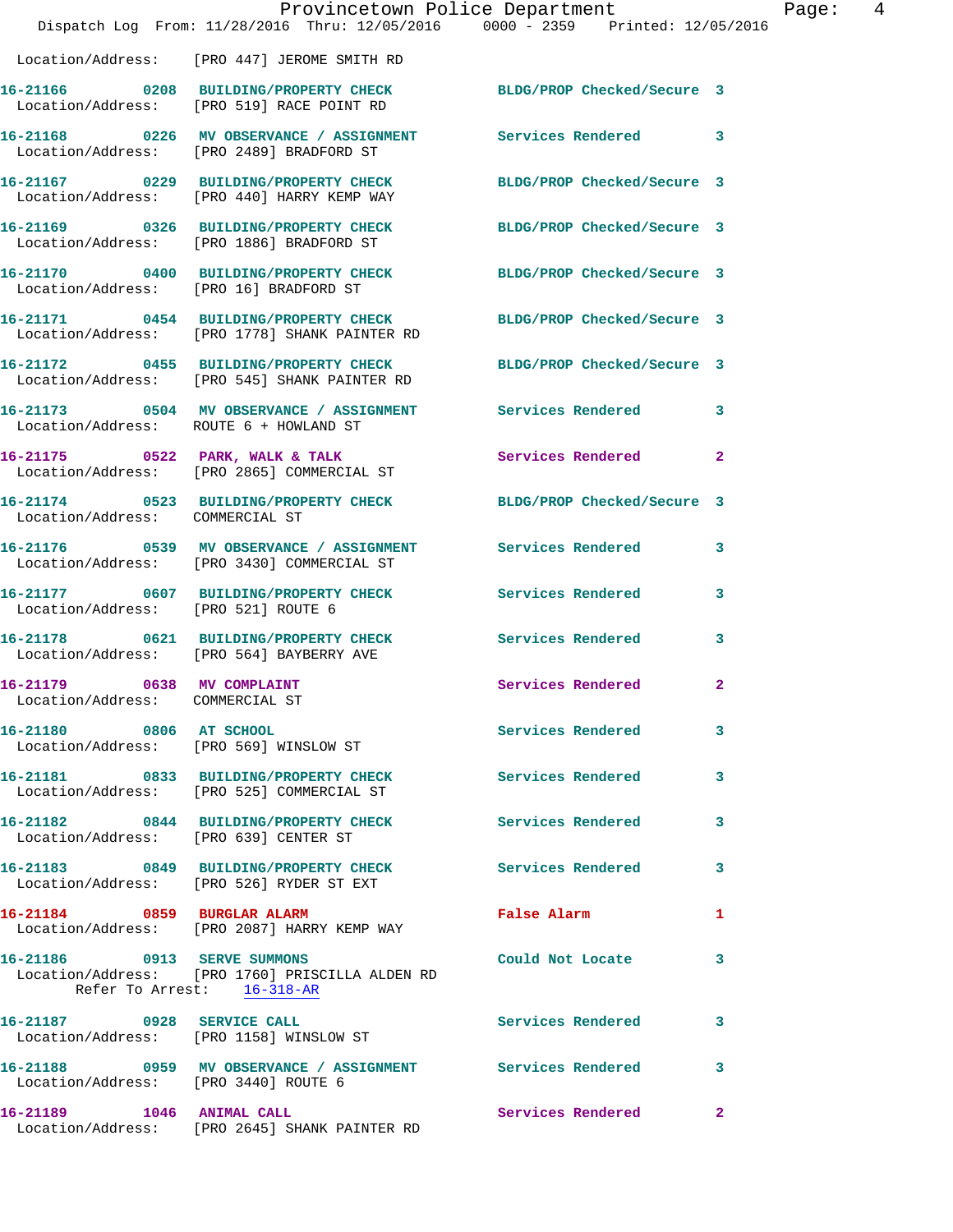Location/Address: [PRO 447] JEROME SMITH RD

| | | | | |
|---|---|---|---|---|
| 16-21166 | 0208 | BUILDING/PROPERTY CHECK | BLDG/PROP Checked/Secure | 3 |
| Location/Address: | [PRO 519] RACE POINT RD | | | |
| 16-21168 | 0226 | MV OBSERVANCE / ASSIGNMENT | Services Rendered | 3 |
| Location/Address: | [PRO 2489] BRADFORD ST | | | |
| 16-21167 | 0229 | BUILDING/PROPERTY CHECK | BLDG/PROP Checked/Secure | 3 |
| Location/Address: | [PRO 440] HARRY KEMP WAY | | | |
| 16-21169 | 0326 | BUILDING/PROPERTY CHECK | BLDG/PROP Checked/Secure | 3 |
| Location/Address: | [PRO 1886] BRADFORD ST | | | |
| 16-21170 | 0400 | BUILDING/PROPERTY CHECK | BLDG/PROP Checked/Secure | 3 |
| Location/Address: | [PRO 16] BRADFORD ST | | | |
| 16-21171 | 0454 | BUILDING/PROPERTY CHECK | BLDG/PROP Checked/Secure | 3 |
| Location/Address: | [PRO 1778] SHANK PAINTER RD | | | |
| 16-21172 | 0455 | BUILDING/PROPERTY CHECK | BLDG/PROP Checked/Secure | 3 |
| Location/Address: | [PRO 545] SHANK PAINTER RD | | | |
| 16-21173 | 0504 | MV OBSERVANCE / ASSIGNMENT | Services Rendered | 3 |
| Location/Address: | ROUTE 6 + HOWLAND ST | | | |
| 16-21175 | 0522 | PARK, WALK & TALK | Services Rendered | 2 |
| Location/Address: | [PRO 2865] COMMERCIAL ST | | | |
| 16-21174 | 0523 | BUILDING/PROPERTY CHECK | BLDG/PROP Checked/Secure | 3 |
| Location/Address: | COMMERCIAL ST | | | |
| 16-21176 | 0539 | MV OBSERVANCE / ASSIGNMENT | Services Rendered | 3 |
| Location/Address: | [PRO 3430] COMMERCIAL ST | | | |
| 16-21177 | 0607 | BUILDING/PROPERTY CHECK | Services Rendered | 3 |
| Location/Address: | [PRO 521] ROUTE 6 | | | |
| 16-21178 | 0621 | BUILDING/PROPERTY CHECK | Services Rendered | 3 |
| Location/Address: | [PRO 564] BAYBERRY AVE | | | |
| 16-21179 | 0638 | MV COMPLAINT | Services Rendered | 2 |
| Location/Address: | COMMERCIAL ST | | | |
| 16-21180 | 0806 | AT SCHOOL | Services Rendered | 3 |
| Location/Address: | [PRO 569] WINSLOW ST | | | |
| 16-21181 | 0833 | BUILDING/PROPERTY CHECK | Services Rendered | 3 |
| Location/Address: | [PRO 525] COMMERCIAL ST | | | |
| 16-21182 | 0844 | BUILDING/PROPERTY CHECK | Services Rendered | 3 |
| Location/Address: | [PRO 639] CENTER ST | | | |
| 16-21183 | 0849 | BUILDING/PROPERTY CHECK | Services Rendered | 3 |
| Location/Address: | [PRO 526] RYDER ST EXT | | | |
| 16-21184 | 0859 | BURGLAR ALARM | False Alarm | 1 |
| Location/Address: | [PRO 2087] HARRY KEMP WAY | | | |
| 16-21186 | 0913 | SERVE SUMMONS | Could Not Locate | 3 |
| Location/Address: | [PRO 1760] PRISCILLA ALDEN RD | | | |
| Refer To Arrest: | 16-318-AR | | | |
| 16-21187 | 0928 | SERVICE CALL | Services Rendered | 3 |
| Location/Address: | [PRO 1158] WINSLOW ST | | | |
| 16-21188 | 0959 | MV OBSERVANCE / ASSIGNMENT | Services Rendered | 3 |
| Location/Address: | [PRO 3440] ROUTE 6 | | | |
| 16-21189 | 1046 | ANIMAL CALL | Services Rendered | 2 |
| Location/Address: | [PRO 2645] SHANK PAINTER RD | | | |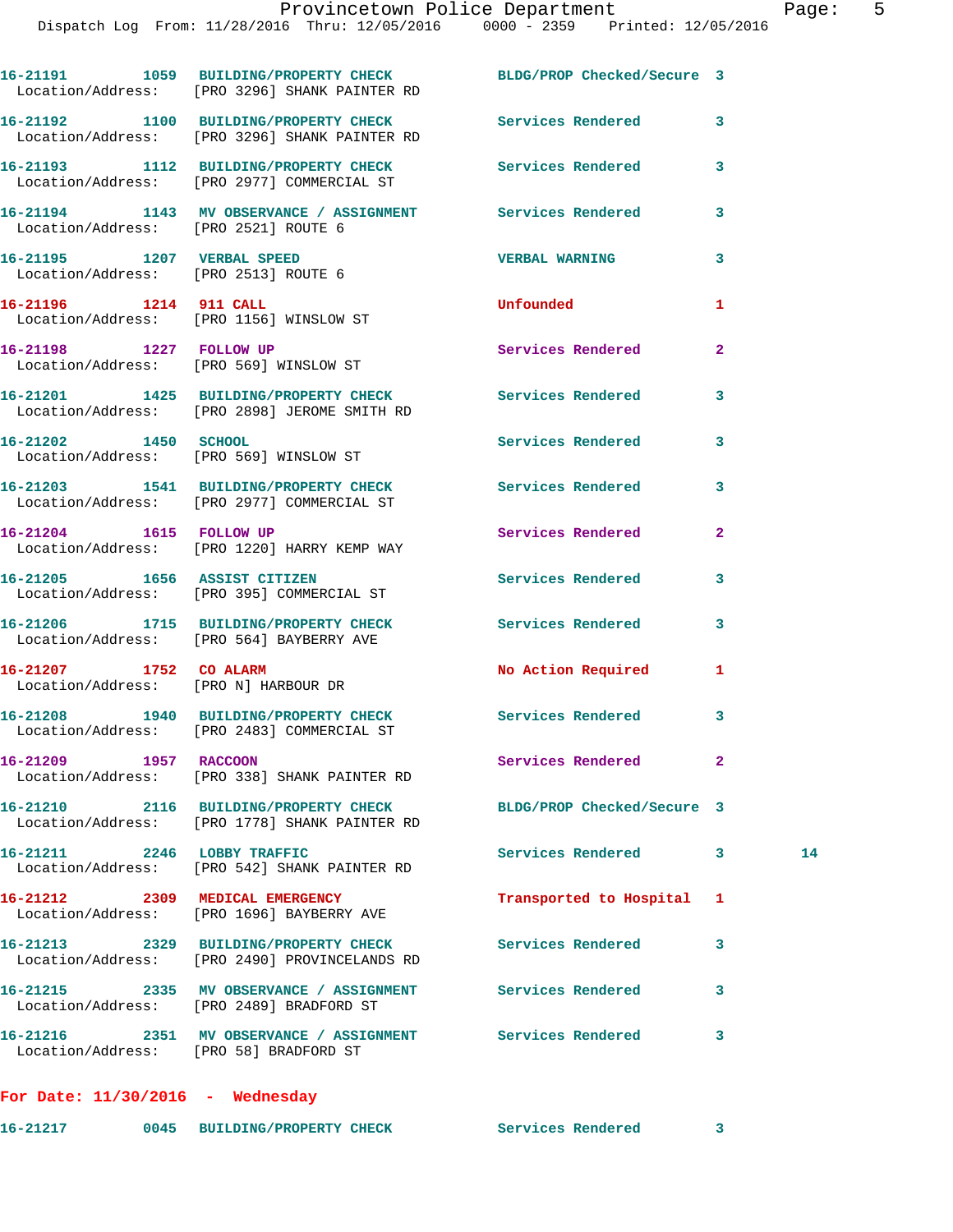16-21191 1059 BUILDING/PROPERTY CHECK BLDG/PROP Checked/Secure 3
Location/Address: [PRO 3296] SHANK PAINTER RD

16-21192 1100 BUILDING/PROPERTY CHECK Services Rendered 3
Location/Address: [PRO 3296] SHANK PAINTER RD

16-21193 1112 BUILDING/PROPERTY CHECK Services Rendered 3
Location/Address: [PRO 2977] COMMERCIAL ST

16-21194 1143 MV OBSERVANCE / ASSIGNMENT Services Rendered 3
Location/Address: [PRO 2521] ROUTE 6

16-21195 1207 VERBAL SPEED VERBAL WARNING 3
Location/Address: [PRO 2513] ROUTE 6

16-21196 1214 911 CALL Unfounded 1
Location/Address: [PRO 1156] WINSLOW ST

16-21198 1227 FOLLOW UP Services Rendered 2
Location/Address: [PRO 569] WINSLOW ST

16-21201 1425 BUILDING/PROPERTY CHECK Services Rendered 3
Location/Address: [PRO 2898] JEROME SMITH RD

16-21202 1450 SCHOOL Services Rendered 3
Location/Address: [PRO 569] WINSLOW ST

16-21203 1541 BUILDING/PROPERTY CHECK Services Rendered 3
Location/Address: [PRO 2977] COMMERCIAL ST

16-21204 1615 FOLLOW UP Services Rendered 2
Location/Address: [PRO 1220] HARRY KEMP WAY

16-21205 1656 ASSIST CITIZEN Services Rendered 3
Location/Address: [PRO 395] COMMERCIAL ST

16-21206 1715 BUILDING/PROPERTY CHECK Services Rendered 3
Location/Address: [PRO 564] BAYBERRY AVE

16-21207 1752 CO ALARM No Action Required 1
Location/Address: [PRO N] HARBOUR DR

16-21208 1940 BUILDING/PROPERTY CHECK Services Rendered 3
Location/Address: [PRO 2483] COMMERCIAL ST

16-21209 1957 RACCOON Services Rendered 2
Location/Address: [PRO 338] SHANK PAINTER RD

16-21210 2116 BUILDING/PROPERTY CHECK BLDG/PROP Checked/Secure 3
Location/Address: [PRO 1778] SHANK PAINTER RD

16-21211 2246 LOBBY TRAFFIC Services Rendered 3 14
Location/Address: [PRO 542] SHANK PAINTER RD

16-21212 2309 MEDICAL EMERGENCY Transported to Hospital 1
Location/Address: [PRO 1696] BAYBERRY AVE

16-21213 2329 BUILDING/PROPERTY CHECK Services Rendered 3
Location/Address: [PRO 2490] PROVINCELANDS RD

16-21215 2335 MV OBSERVANCE / ASSIGNMENT Services Rendered 3
Location/Address: [PRO 2489] BRADFORD ST

16-21216 2351 MV OBSERVANCE / ASSIGNMENT Services Rendered 3
Location/Address: [PRO 58] BRADFORD ST

**For Date: 11/30/2016 - Wednesday**

16-21217 0045 BUILDING/PROPERTY CHECK Services Rendered 3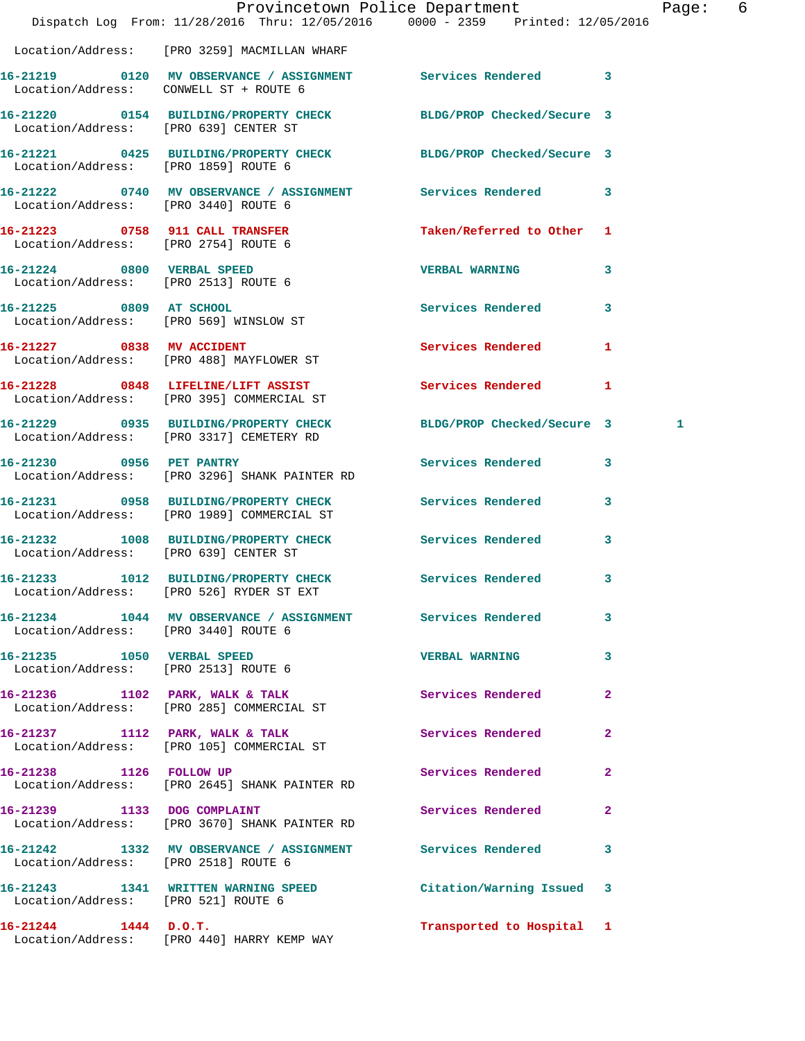Location/Address: [PRO 3259] MACMILLAN WHARF

| | | | | | |
|---|---|---|---|---|---|
| 16-21219 | 0120 | MV OBSERVANCE / ASSIGNMENT | Services Rendered | 3 | |
| Location/Address: | | CONWELL ST + ROUTE 6 | | | |
| 16-21220 | 0154 | BUILDING/PROPERTY CHECK | BLDG/PROP Checked/Secure | 3 | |
| Location/Address: | | [PRO 639] CENTER ST | | | |
| 16-21221 | 0425 | BUILDING/PROPERTY CHECK | BLDG/PROP Checked/Secure | 3 | |
| Location/Address: | | [PRO 1859] ROUTE 6 | | | |
| 16-21222 | 0740 | MV OBSERVANCE / ASSIGNMENT | Services Rendered | 3 | |
| Location/Address: | | [PRO 3440] ROUTE 6 | | | |
| 16-21223 | 0758 | 911 CALL TRANSFER | Taken/Referred to Other | 1 | |
| Location/Address: | | [PRO 2754] ROUTE 6 | | | |
| 16-21224 | 0800 | VERBAL SPEED | VERBAL WARNING | 3 | |
| Location/Address: | | [PRO 2513] ROUTE 6 | | | |
| 16-21225 | 0809 | AT SCHOOL | Services Rendered | 3 | |
| Location/Address: | | [PRO 569] WINSLOW ST | | | |
| 16-21227 | 0838 | MV ACCIDENT | Services Rendered | 1 | |
| Location/Address: | | [PRO 488] MAYFLOWER ST | | | |
| 16-21228 | 0848 | LIFELINE/LIFT ASSIST | Services Rendered | 1 | |
| Location/Address: | | [PRO 395] COMMERCIAL ST | | | |
| 16-21229 | 0935 | BUILDING/PROPERTY CHECK | BLDG/PROP Checked/Secure | 3 | 1 |
| Location/Address: | | [PRO 3317] CEMETERY RD | | | |
| 16-21230 | 0956 | PET PANTRY | Services Rendered | 3 | |
| Location/Address: | | [PRO 3296] SHANK PAINTER RD | | | |
| 16-21231 | 0958 | BUILDING/PROPERTY CHECK | Services Rendered | 3 | |
| Location/Address: | | [PRO 1989] COMMERCIAL ST | | | |
| 16-21232 | 1008 | BUILDING/PROPERTY CHECK | Services Rendered | 3 | |
| Location/Address: | | [PRO 639] CENTER ST | | | |
| 16-21233 | 1012 | BUILDING/PROPERTY CHECK | Services Rendered | 3 | |
| Location/Address: | | [PRO 526] RYDER ST EXT | | | |
| 16-21234 | 1044 | MV OBSERVANCE / ASSIGNMENT | Services Rendered | 3 | |
| Location/Address: | | [PRO 3440] ROUTE 6 | | | |
| 16-21235 | 1050 | VERBAL SPEED | VERBAL WARNING | 3 | |
| Location/Address: | | [PRO 2513] ROUTE 6 | | | |
| 16-21236 | 1102 | PARK, WALK & TALK | Services Rendered | 2 | |
| Location/Address: | | [PRO 285] COMMERCIAL ST | | | |
| 16-21237 | 1112 | PARK, WALK & TALK | Services Rendered | 2 | |
| Location/Address: | | [PRO 105] COMMERCIAL ST | | | |
| 16-21238 | 1126 | FOLLOW UP | Services Rendered | 2 | |
| Location/Address: | | [PRO 2645] SHANK PAINTER RD | | | |
| 16-21239 | 1133 | DOG COMPLAINT | Services Rendered | 2 | |
| Location/Address: | | [PRO 3670] SHANK PAINTER RD | | | |
| 16-21242 | 1332 | MV OBSERVANCE / ASSIGNMENT | Services Rendered | 3 | |
| Location/Address: | | [PRO 2518] ROUTE 6 | | | |
| 16-21243 | 1341 | WRITTEN WARNING SPEED | Citation/Warning Issued | 3 | |
| Location/Address: | | [PRO 521] ROUTE 6 | | | |
| 16-21244 | 1444 | D.O.T. | Transported to Hospital | 1 | |
| Location/Address: | | [PRO 440] HARRY KEMP WAY | | | |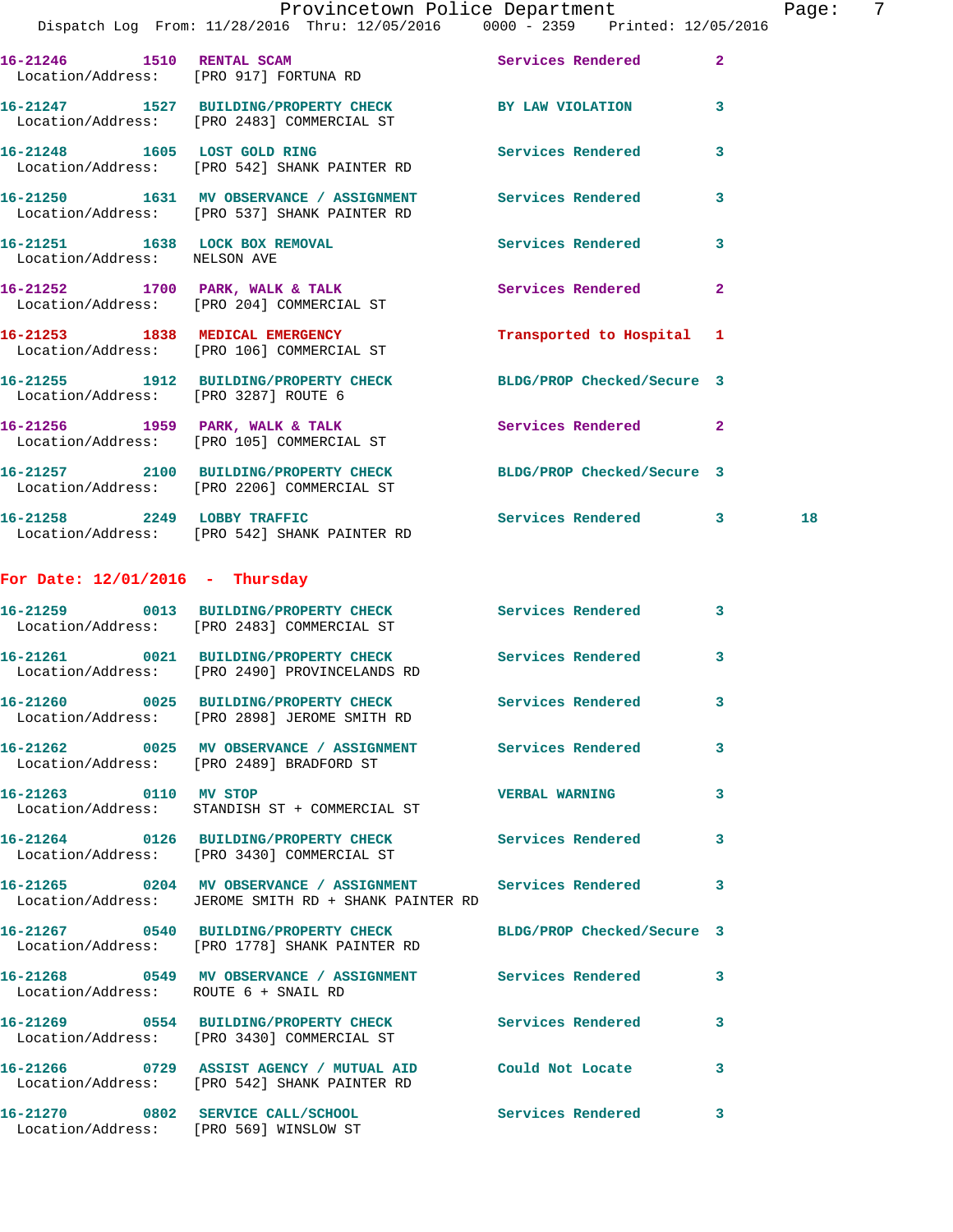| | | | | | |
|---|---|---|---|---|---|
| 16-21246 | 1510 | RENTAL SCAM | Services Rendered | 2 | |
| Location/Address: | | [PRO 917] FORTUNA RD | | | |
| 16-21247 | 1527 | BUILDING/PROPERTY CHECK | BY LAW VIOLATION | 3 | |
| Location/Address: | | [PRO 2483] COMMERCIAL ST | | | |
| 16-21248 | 1605 | LOST GOLD RING | Services Rendered | 3 | |
| Location/Address: | | [PRO 542] SHANK PAINTER RD | | | |
| 16-21250 | 1631 | MV OBSERVANCE / ASSIGNMENT | Services Rendered | 3 | |
| Location/Address: | | [PRO 537] SHANK PAINTER RD | | | |
| 16-21251 | 1638 | LOCK BOX REMOVAL | Services Rendered | 3 | |
| Location/Address: | | NELSON AVE | | | |
| 16-21252 | 1700 | PARK, WALK & TALK | Services Rendered | 2 | |
| Location/Address: | | [PRO 204] COMMERCIAL ST | | | |
| 16-21253 | 1838 | MEDICAL EMERGENCY | Transported to Hospital | 1 | |
| Location/Address: | | [PRO 106] COMMERCIAL ST | | | |
| 16-21255 | 1912 | BUILDING/PROPERTY CHECK | BLDG/PROP Checked/Secure | 3 | |
| Location/Address: | | [PRO 3287] ROUTE 6 | | | |
| 16-21256 | 1959 | PARK, WALK & TALK | Services Rendered | 2 | |
| Location/Address: | | [PRO 105] COMMERCIAL ST | | | |
| 16-21257 | 2100 | BUILDING/PROPERTY CHECK | BLDG/PROP Checked/Secure | 3 | |
| Location/Address: | | [PRO 2206] COMMERCIAL ST | | | |
| 16-21258 | 2249 | LOBBY TRAFFIC | Services Rendered | 3 | 18 |
| Location/Address: | | [PRO 542] SHANK PAINTER RD | | | |

**For Date: 12/01/2016 - Thursday**

| | | | | |
|---|---|---|---|---|
| 16-21259 | 0013 | BUILDING/PROPERTY CHECK | Services Rendered | 3 |
| Location/Address: | | [PRO 2483] COMMERCIAL ST | | |
| 16-21261 | 0021 | BUILDING/PROPERTY CHECK | Services Rendered | 3 |
| Location/Address: | | [PRO 2490] PROVINCELANDS RD | | |
| 16-21260 | 0025 | BUILDING/PROPERTY CHECK | Services Rendered | 3 |
| Location/Address: | | [PRO 2898] JEROME SMITH RD | | |
| 16-21262 | 0025 | MV OBSERVANCE / ASSIGNMENT | Services Rendered | 3 |
| Location/Address: | | [PRO 2489] BRADFORD ST | | |
| 16-21263 | 0110 | MV STOP | VERBAL WARNING | 3 |
| Location/Address: | | STANDISH ST + COMMERCIAL ST | | |
| 16-21264 | 0126 | BUILDING/PROPERTY CHECK | Services Rendered | 3 |
| Location/Address: | | [PRO 3430] COMMERCIAL ST | | |
| 16-21265 | 0204 | MV OBSERVANCE / ASSIGNMENT | Services Rendered | 3 |
| Location/Address: | | JEROME SMITH RD + SHANK PAINTER RD | | |
| 16-21267 | 0540 | BUILDING/PROPERTY CHECK | BLDG/PROP Checked/Secure | 3 |
| Location/Address: | | [PRO 1778] SHANK PAINTER RD | | |
| 16-21268 | 0549 | MV OBSERVANCE / ASSIGNMENT | Services Rendered | 3 |
| Location/Address: | | ROUTE 6 + SNAIL RD | | |
| 16-21269 | 0554 | BUILDING/PROPERTY CHECK | Services Rendered | 3 |
| Location/Address: | | [PRO 3430] COMMERCIAL ST | | |
| 16-21266 | 0729 | ASSIST AGENCY / MUTUAL AID | Could Not Locate | 3 |
| Location/Address: | | [PRO 542] SHANK PAINTER RD | | |
| 16-21270 | 0802 | SERVICE CALL/SCHOOL | Services Rendered | 3 |
| Location/Address: | | [PRO 569] WINSLOW ST | | |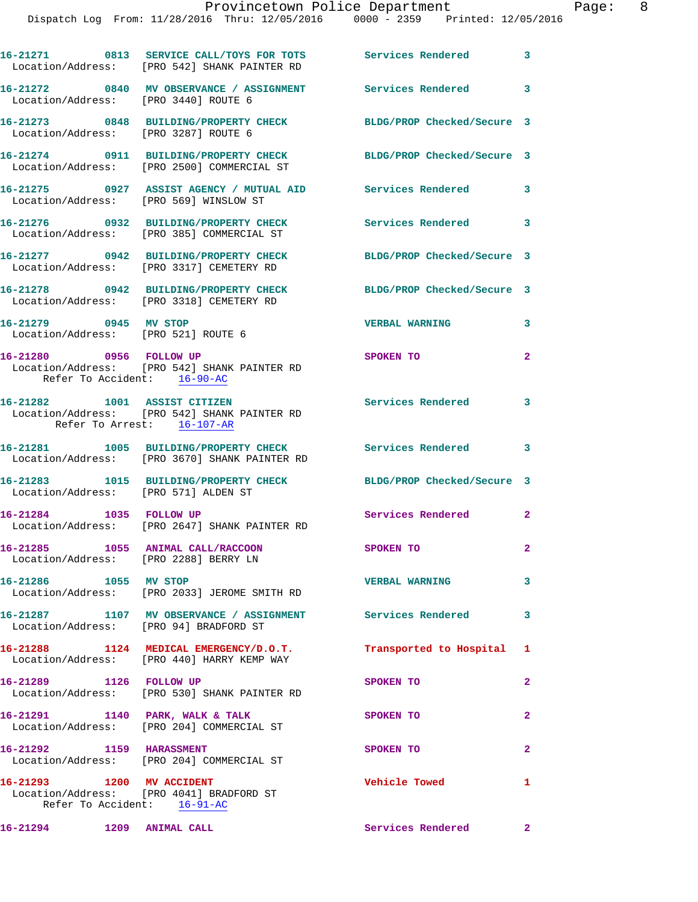16-21271 0813 SERVICE CALL/TOYS FOR TOTS Services Rendered 3
Location/Address: [PRO 542] SHANK PAINTER RD

16-21272 0840 MV OBSERVANCE / ASSIGNMENT Services Rendered 3
Location/Address: [PRO 3440] ROUTE 6

16-21273 0848 BUILDING/PROPERTY CHECK BLDG/PROP Checked/Secure 3
Location/Address: [PRO 3287] ROUTE 6

16-21274 0911 BUILDING/PROPERTY CHECK BLDG/PROP Checked/Secure 3
Location/Address: [PRO 2500] COMMERCIAL ST

16-21275 0927 ASSIST AGENCY / MUTUAL AID Services Rendered 3
Location/Address: [PRO 569] WINSLOW ST

16-21276 0932 BUILDING/PROPERTY CHECK Services Rendered 3
Location/Address: [PRO 385] COMMERCIAL ST

16-21277 0942 BUILDING/PROPERTY CHECK BLDG/PROP Checked/Secure 3
Location/Address: [PRO 3317] CEMETERY RD

16-21278 0942 BUILDING/PROPERTY CHECK BLDG/PROP Checked/Secure 3
Location/Address: [PRO 3318] CEMETERY RD

16-21279 0945 MV STOP VERBAL WARNING 3
Location/Address: [PRO 521] ROUTE 6

16-21280 0956 FOLLOW UP SPOKEN TO 2
Location/Address: [PRO 542] SHANK PAINTER RD
Refer To Accident: 16-90-AC

16-21282 1001 ASSIST CITIZEN Services Rendered 3
Location/Address: [PRO 542] SHANK PAINTER RD
Refer To Arrest: 16-107-AR

16-21281 1005 BUILDING/PROPERTY CHECK Services Rendered 3
Location/Address: [PRO 3670] SHANK PAINTER RD

16-21283 1015 BUILDING/PROPERTY CHECK BLDG/PROP Checked/Secure 3
Location/Address: [PRO 571] ALDEN ST

16-21284 1035 FOLLOW UP Services Rendered 2
Location/Address: [PRO 2647] SHANK PAINTER RD

16-21285 1055 ANIMAL CALL/RACCOON SPOKEN TO 2
Location/Address: [PRO 2288] BERRY LN

16-21286 1055 MV STOP VERBAL WARNING 3
Location/Address: [PRO 2033] JEROME SMITH RD

16-21287 1107 MV OBSERVANCE / ASSIGNMENT Services Rendered 3
Location/Address: [PRO 94] BRADFORD ST

16-21288 1124 MEDICAL EMERGENCY/D.O.T. Transported to Hospital 1
Location/Address: [PRO 440] HARRY KEMP WAY

16-21289 1126 FOLLOW UP SPOKEN TO 2
Location/Address: [PRO 530] SHANK PAINTER RD

16-21291 1140 PARK, WALK & TALK SPOKEN TO 2
Location/Address: [PRO 204] COMMERCIAL ST

16-21292 1159 HARASSMENT SPOKEN TO 2
Location/Address: [PRO 204] COMMERCIAL ST

16-21293 1200 MV ACCIDENT Vehicle Towed 1
Location/Address: [PRO 4041] BRADFORD ST
Refer To Accident: 16-91-AC

16-21294 1209 ANIMAL CALL Services Rendered 2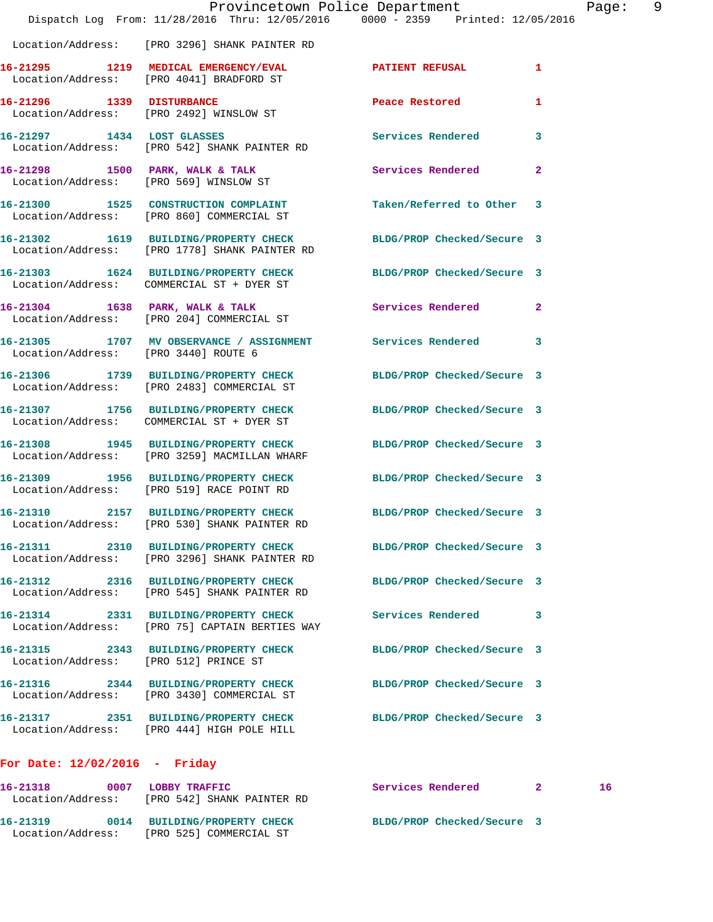Location/Address: [PRO 3296] SHANK PAINTER RD

**16-21295 1219 MEDICAL EMERGENCY/EVAL** PATIENT REFUSAL 1
Location/Address: [PRO 4041] BRADFORD ST

**16-21296 1339 DISTURBANCE** Peace Restored 1
Location/Address: [PRO 2492] WINSLOW ST

**16-21297 1434 LOST GLASSES** Services Rendered 3
Location/Address: [PRO 542] SHANK PAINTER RD

**16-21298 1500 PARK, WALK & TALK** Services Rendered 2
Location/Address: [PRO 569] WINSLOW ST

**16-21300 1525 CONSTRUCTION COMPLAINT** Taken/Referred to Other 3
Location/Address: [PRO 860] COMMERCIAL ST

**16-21302 1619 BUILDING/PROPERTY CHECK** BLDG/PROP Checked/Secure 3
Location/Address: [PRO 1778] SHANK PAINTER RD

**16-21303 1624 BUILDING/PROPERTY CHECK** BLDG/PROP Checked/Secure 3
Location/Address: COMMERCIAL ST + DYER ST

**16-21304 1638 PARK, WALK & TALK** Services Rendered 2
Location/Address: [PRO 204] COMMERCIAL ST

**16-21305 1707 MV OBSERVANCE / ASSIGNMENT** Services Rendered 3
Location/Address: [PRO 3440] ROUTE 6

**16-21306 1739 BUILDING/PROPERTY CHECK** BLDG/PROP Checked/Secure 3
Location/Address: [PRO 2483] COMMERCIAL ST

**16-21307 1756 BUILDING/PROPERTY CHECK** BLDG/PROP Checked/Secure 3
Location/Address: COMMERCIAL ST + DYER ST

**16-21308 1945 BUILDING/PROPERTY CHECK** BLDG/PROP Checked/Secure 3
Location/Address: [PRO 3259] MACMILLAN WHARF

**16-21309 1956 BUILDING/PROPERTY CHECK** BLDG/PROP Checked/Secure 3
Location/Address: [PRO 519] RACE POINT RD

**16-21310 2157 BUILDING/PROPERTY CHECK** BLDG/PROP Checked/Secure 3
Location/Address: [PRO 530] SHANK PAINTER RD

**16-21311 2310 BUILDING/PROPERTY CHECK** BLDG/PROP Checked/Secure 3
Location/Address: [PRO 3296] SHANK PAINTER RD

**16-21312 2316 BUILDING/PROPERTY CHECK** BLDG/PROP Checked/Secure 3
Location/Address: [PRO 545] SHANK PAINTER RD

**16-21314 2331 BUILDING/PROPERTY CHECK** Services Rendered 3
Location/Address: [PRO 75] CAPTAIN BERTIES WAY

**16-21315 2343 BUILDING/PROPERTY CHECK** BLDG/PROP Checked/Secure 3
Location/Address: [PRO 512] PRINCE ST

**16-21316 2344 BUILDING/PROPERTY CHECK** BLDG/PROP Checked/Secure 3
Location/Address: [PRO 3430] COMMERCIAL ST

**16-21317 2351 BUILDING/PROPERTY CHECK** BLDG/PROP Checked/Secure 3
Location/Address: [PRO 444] HIGH POLE HILL

## For Date: 12/02/2016 - Friday

**16-21318 0007 LOBBY TRAFFIC** Services Rendered 2 16
Location/Address: [PRO 542] SHANK PAINTER RD

**16-21319 0014 BUILDING/PROPERTY CHECK** BLDG/PROP Checked/Secure 3
Location/Address: [PRO 525] COMMERCIAL ST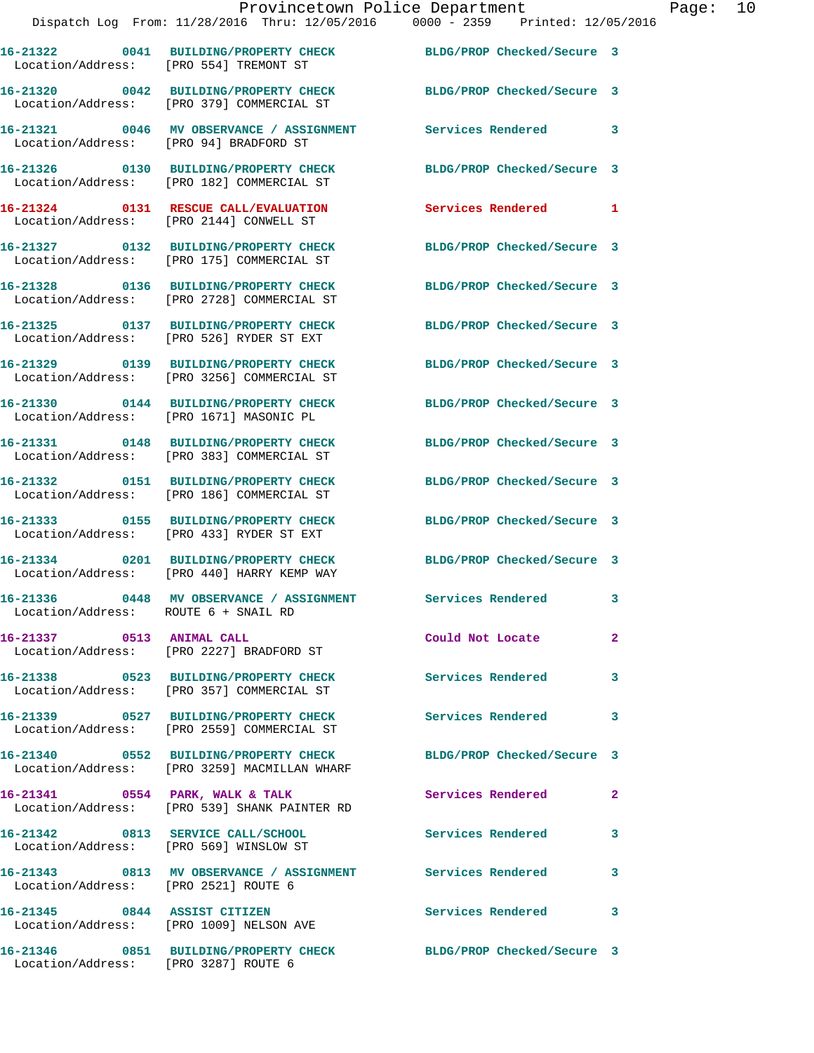16-21322 0041 BUILDING/PROPERTY CHECK BLDG/PROP Checked/Secure 3
Location/Address: [PRO 554] TREMONT ST

16-21320 0042 BUILDING/PROPERTY CHECK BLDG/PROP Checked/Secure 3
Location/Address: [PRO 379] COMMERCIAL ST

16-21321 0046 MV OBSERVANCE / ASSIGNMENT Services Rendered 3
Location/Address: [PRO 94] BRADFORD ST

16-21326 0130 BUILDING/PROPERTY CHECK BLDG/PROP Checked/Secure 3
Location/Address: [PRO 182] COMMERCIAL ST

16-21324 0131 RESCUE CALL/EVALUATION Services Rendered 1
Location/Address: [PRO 2144] CONWELL ST

16-21327 0132 BUILDING/PROPERTY CHECK BLDG/PROP Checked/Secure 3
Location/Address: [PRO 175] COMMERCIAL ST

16-21328 0136 BUILDING/PROPERTY CHECK BLDG/PROP Checked/Secure 3
Location/Address: [PRO 2728] COMMERCIAL ST

16-21325 0137 BUILDING/PROPERTY CHECK BLDG/PROP Checked/Secure 3
Location/Address: [PRO 526] RYDER ST EXT

16-21329 0139 BUILDING/PROPERTY CHECK BLDG/PROP Checked/Secure 3
Location/Address: [PRO 3256] COMMERCIAL ST

16-21330 0144 BUILDING/PROPERTY CHECK BLDG/PROP Checked/Secure 3
Location/Address: [PRO 1671] MASONIC PL

16-21331 0148 BUILDING/PROPERTY CHECK BLDG/PROP Checked/Secure 3
Location/Address: [PRO 383] COMMERCIAL ST

16-21332 0151 BUILDING/PROPERTY CHECK BLDG/PROP Checked/Secure 3
Location/Address: [PRO 186] COMMERCIAL ST

16-21333 0155 BUILDING/PROPERTY CHECK BLDG/PROP Checked/Secure 3
Location/Address: [PRO 433] RYDER ST EXT

16-21334 0201 BUILDING/PROPERTY CHECK BLDG/PROP Checked/Secure 3
Location/Address: [PRO 440] HARRY KEMP WAY

16-21336 0448 MV OBSERVANCE / ASSIGNMENT Services Rendered 3
Location/Address: ROUTE 6 + SNAIL RD

16-21337 0513 ANIMAL CALL Could Not Locate 2
Location/Address: [PRO 2227] BRADFORD ST

16-21338 0523 BUILDING/PROPERTY CHECK Services Rendered 3
Location/Address: [PRO 357] COMMERCIAL ST

16-21339 0527 BUILDING/PROPERTY CHECK Services Rendered 3
Location/Address: [PRO 2559] COMMERCIAL ST

16-21340 0552 BUILDING/PROPERTY CHECK BLDG/PROP Checked/Secure 3
Location/Address: [PRO 3259] MACMILLAN WHARF

16-21341 0554 PARK, WALK & TALK Services Rendered 2
Location/Address: [PRO 539] SHANK PAINTER RD

16-21342 0813 SERVICE CALL/SCHOOL Services Rendered 3
Location/Address: [PRO 569] WINSLOW ST

16-21343 0813 MV OBSERVANCE / ASSIGNMENT Services Rendered 3
Location/Address: [PRO 2521] ROUTE 6

16-21345 0844 ASSIST CITIZEN Services Rendered 3
Location/Address: [PRO 1009] NELSON AVE

16-21346 0851 BUILDING/PROPERTY CHECK BLDG/PROP Checked/Secure 3
Location/Address: [PRO 3287] ROUTE 6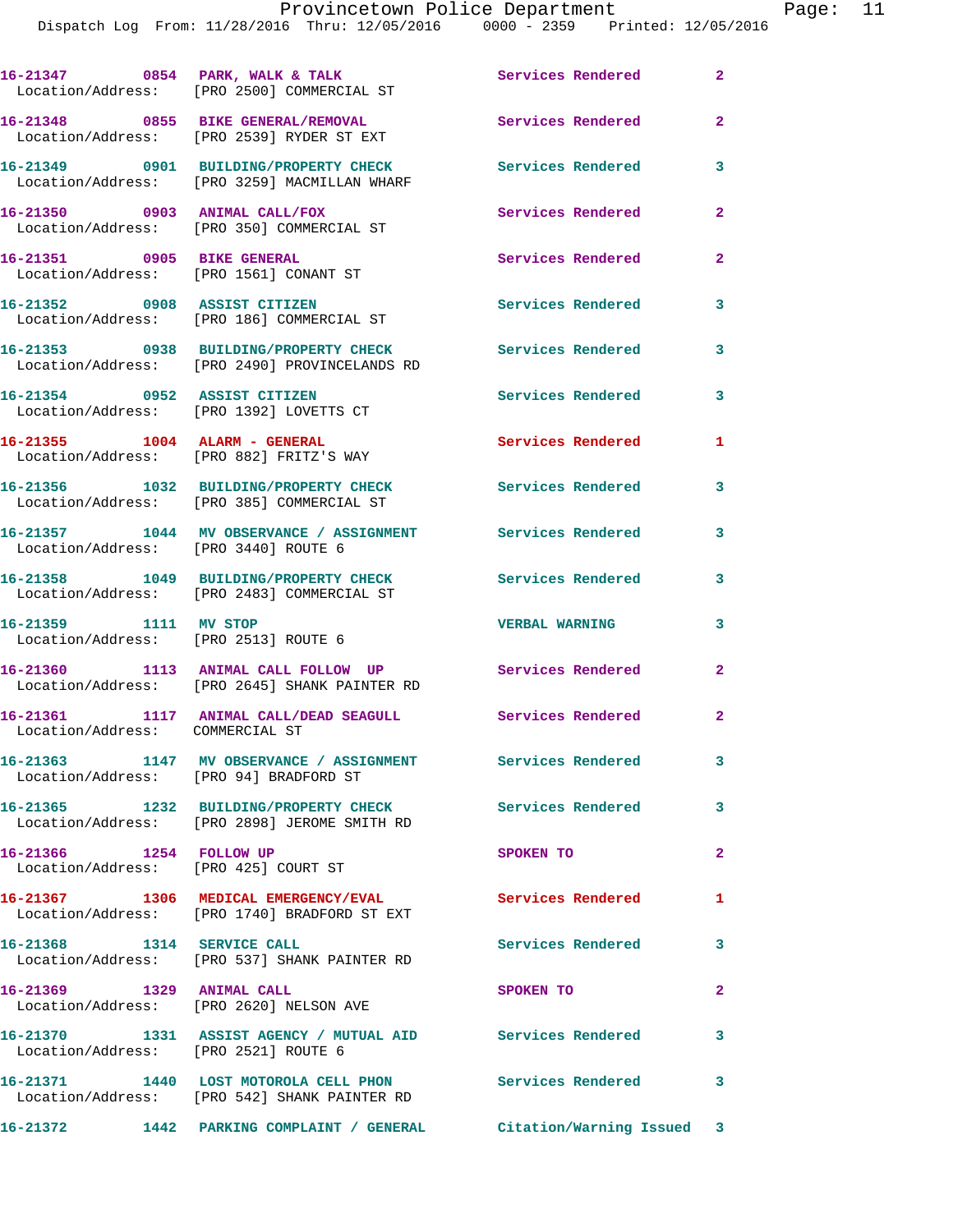16-21347 0854 PARK, WALK & TALK Services Rendered 2
Location/Address: [PRO 2500] COMMERCIAL ST

16-21348 0855 BIKE GENERAL/REMOVAL Services Rendered 2
Location/Address: [PRO 2539] RYDER ST EXT

16-21349 0901 BUILDING/PROPERTY CHECK Services Rendered 3
Location/Address: [PRO 3259] MACMILLAN WHARF

16-21350 0903 ANIMAL CALL/FOX Services Rendered 2
Location/Address: [PRO 350] COMMERCIAL ST

16-21351 0905 BIKE GENERAL Services Rendered 2
Location/Address: [PRO 1561] CONANT ST

16-21352 0908 ASSIST CITIZEN Services Rendered 3
Location/Address: [PRO 186] COMMERCIAL ST

16-21353 0938 BUILDING/PROPERTY CHECK Services Rendered 3
Location/Address: [PRO 2490] PROVINCELANDS RD

16-21354 0952 ASSIST CITIZEN Services Rendered 3
Location/Address: [PRO 1392] LOVETTS CT

16-21355 1004 ALARM - GENERAL Services Rendered 1
Location/Address: [PRO 882] FRITZ'S WAY

16-21356 1032 BUILDING/PROPERTY CHECK Services Rendered 3
Location/Address: [PRO 385] COMMERCIAL ST

16-21357 1044 MV OBSERVANCE / ASSIGNMENT Services Rendered 3
Location/Address: [PRO 3440] ROUTE 6

16-21358 1049 BUILDING/PROPERTY CHECK Services Rendered 3
Location/Address: [PRO 2483] COMMERCIAL ST

16-21359 1111 MV STOP VERBAL WARNING 3
Location/Address: [PRO 2513] ROUTE 6

16-21360 1113 ANIMAL CALL FOLLOW UP Services Rendered 2
Location/Address: [PRO 2645] SHANK PAINTER RD

16-21361 1117 ANIMAL CALL/DEAD SEAGULL Services Rendered 2
Location/Address: COMMERCIAL ST

16-21363 1147 MV OBSERVANCE / ASSIGNMENT Services Rendered 3
Location/Address: [PRO 94] BRADFORD ST

16-21365 1232 BUILDING/PROPERTY CHECK Services Rendered 3
Location/Address: [PRO 2898] JEROME SMITH RD

16-21366 1254 FOLLOW UP SPOKEN TO 2
Location/Address: [PRO 425] COURT ST

16-21367 1306 MEDICAL EMERGENCY/EVAL Services Rendered 1
Location/Address: [PRO 1740] BRADFORD ST EXT

16-21368 1314 SERVICE CALL Services Rendered 3
Location/Address: [PRO 537] SHANK PAINTER RD

16-21369 1329 ANIMAL CALL SPOKEN TO 2
Location/Address: [PRO 2620] NELSON AVE

16-21370 1331 ASSIST AGENCY / MUTUAL AID Services Rendered 3
Location/Address: [PRO 2521] ROUTE 6

16-21371 1440 LOST MOTOROLA CELL PHON Services Rendered 3
Location/Address: [PRO 542] SHANK PAINTER RD

16-21372 1442 PARKING COMPLAINT / GENERAL Citation/Warning Issued 3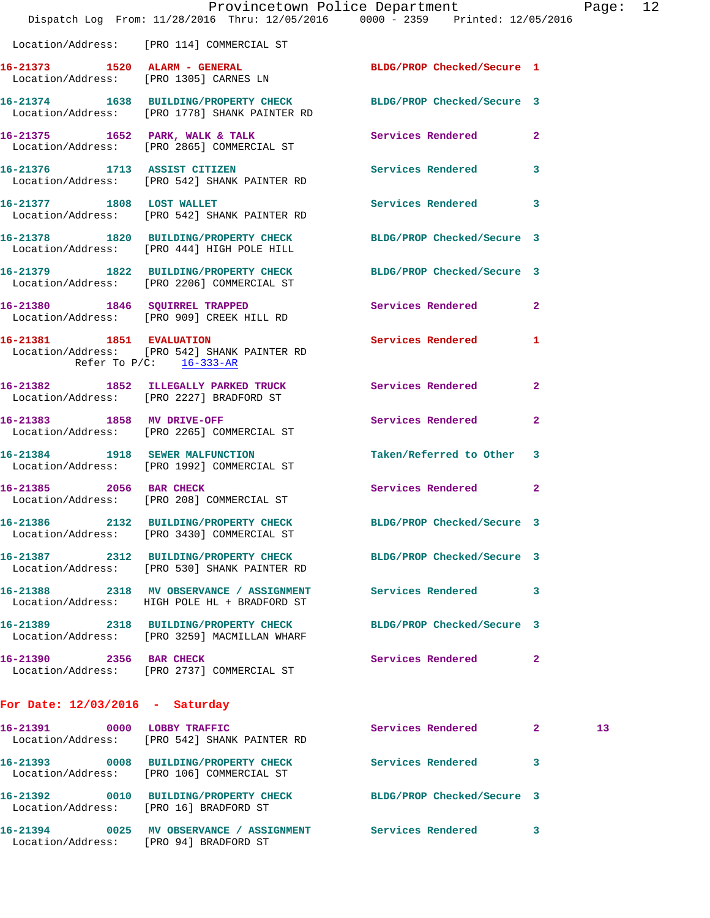Location/Address: [PRO 114] COMMERCIAL ST

**16-21373 1520 ALARM - GENERAL** BLDG/PROP Checked/Secure 1
Location/Address: [PRO 1305] CARNES LN

**16-21374 1638 BUILDING/PROPERTY CHECK** BLDG/PROP Checked/Secure 3
Location/Address: [PRO 1778] SHANK PAINTER RD

**16-21375 1652 PARK, WALK & TALK** Services Rendered 2
Location/Address: [PRO 2865] COMMERCIAL ST

**16-21376 1713 ASSIST CITIZEN** Services Rendered 3
Location/Address: [PRO 542] SHANK PAINTER RD

**16-21377 1808 LOST WALLET** Services Rendered 3
Location/Address: [PRO 542] SHANK PAINTER RD

**16-21378 1820 BUILDING/PROPERTY CHECK** BLDG/PROP Checked/Secure 3
Location/Address: [PRO 444] HIGH POLE HILL

**16-21379 1822 BUILDING/PROPERTY CHECK** BLDG/PROP Checked/Secure 3
Location/Address: [PRO 2206] COMMERCIAL ST

**16-21380 1846 SQUIRREL TRAPPED** Services Rendered 2
Location/Address: [PRO 909] CREEK HILL RD

**16-21381 1851 EVALUATION** Services Rendered 1
Location/Address: [PRO 542] SHANK PAINTER RD
Refer To P/C: 16-333-AR

**16-21382 1852 ILLEGALLY PARKED TRUCK** Services Rendered 2
Location/Address: [PRO 2227] BRADFORD ST

**16-21383 1858 MV DRIVE-OFF** Services Rendered 2
Location/Address: [PRO 2265] COMMERCIAL ST

**16-21384 1918 SEWER MALFUNCTION** Taken/Referred to Other 3
Location/Address: [PRO 1992] COMMERCIAL ST

**16-21385 2056 BAR CHECK** Services Rendered 2
Location/Address: [PRO 208] COMMERCIAL ST

**16-21386 2132 BUILDING/PROPERTY CHECK** BLDG/PROP Checked/Secure 3
Location/Address: [PRO 3430] COMMERCIAL ST

**16-21387 2312 BUILDING/PROPERTY CHECK** BLDG/PROP Checked/Secure 3
Location/Address: [PRO 530] SHANK PAINTER RD

**16-21388 2318 MV OBSERVANCE / ASSIGNMENT** Services Rendered 3
Location/Address: HIGH POLE HL + BRADFORD ST

**16-21389 2318 BUILDING/PROPERTY CHECK** BLDG/PROP Checked/Secure 3
Location/Address: [PRO 3259] MACMILLAN WHARF

**16-21390 2356 BAR CHECK** Services Rendered 2
Location/Address: [PRO 2737] COMMERCIAL ST

## For Date: 12/03/2016 - Saturday

**16-21391 0000 LOBBY TRAFFIC** Services Rendered 2 13
Location/Address: [PRO 542] SHANK PAINTER RD

**16-21393 0008 BUILDING/PROPERTY CHECK** Services Rendered 3
Location/Address: [PRO 106] COMMERCIAL ST

**16-21392 0010 BUILDING/PROPERTY CHECK** BLDG/PROP Checked/Secure 3
Location/Address: [PRO 16] BRADFORD ST

**16-21394 0025 MV OBSERVANCE / ASSIGNMENT** Services Rendered 3
Location/Address: [PRO 94] BRADFORD ST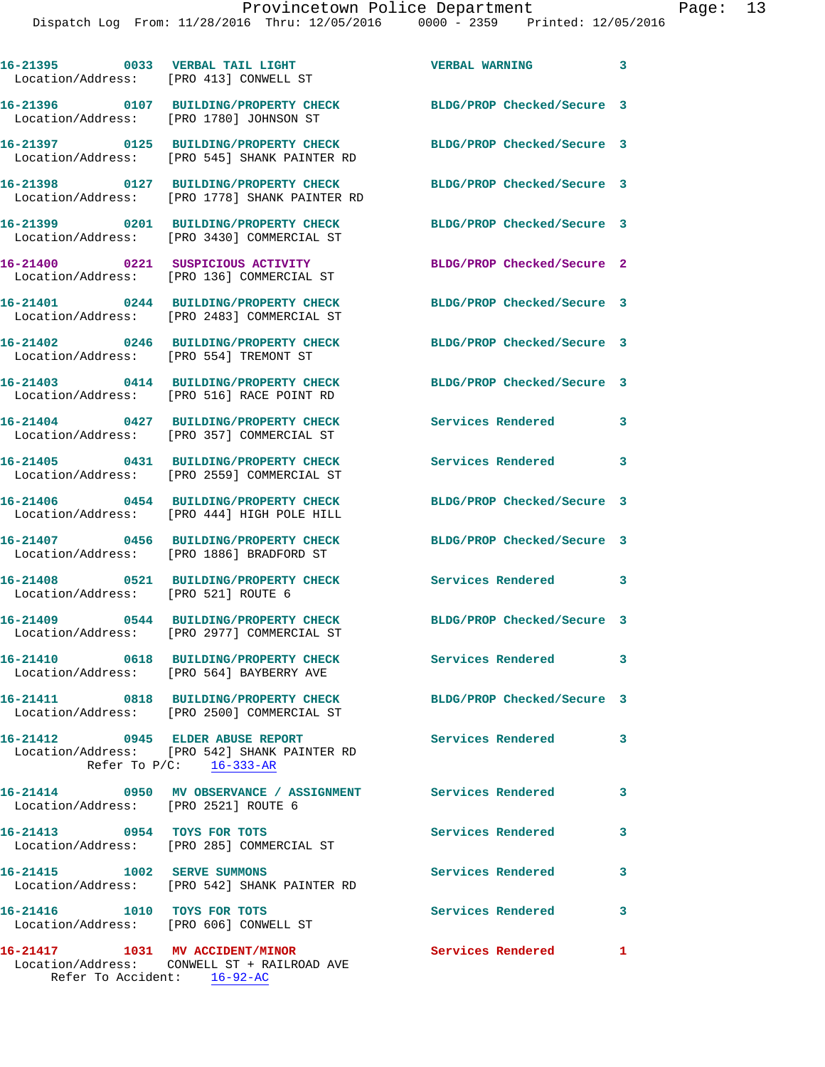16-21395 0033 VERBAL TAIL LIGHT VERBAL WARNING 3
Location/Address: [PRO 413] CONWELL ST

16-21396 0107 BUILDING/PROPERTY CHECK BLDG/PROP Checked/Secure 3
Location/Address: [PRO 1780] JOHNSON ST

16-21397 0125 BUILDING/PROPERTY CHECK BLDG/PROP Checked/Secure 3
Location/Address: [PRO 545] SHANK PAINTER RD

16-21398 0127 BUILDING/PROPERTY CHECK BLDG/PROP Checked/Secure 3
Location/Address: [PRO 1778] SHANK PAINTER RD

16-21399 0201 BUILDING/PROPERTY CHECK BLDG/PROP Checked/Secure 3
Location/Address: [PRO 3430] COMMERCIAL ST

16-21400 0221 SUSPICIOUS ACTIVITY BLDG/PROP Checked/Secure 2
Location/Address: [PRO 136] COMMERCIAL ST

16-21401 0244 BUILDING/PROPERTY CHECK BLDG/PROP Checked/Secure 3
Location/Address: [PRO 2483] COMMERCIAL ST

16-21402 0246 BUILDING/PROPERTY CHECK BLDG/PROP Checked/Secure 3
Location/Address: [PRO 554] TREMONT ST

16-21403 0414 BUILDING/PROPERTY CHECK BLDG/PROP Checked/Secure 3
Location/Address: [PRO 516] RACE POINT RD

16-21404 0427 BUILDING/PROPERTY CHECK Services Rendered 3
Location/Address: [PRO 357] COMMERCIAL ST

16-21405 0431 BUILDING/PROPERTY CHECK Services Rendered 3
Location/Address: [PRO 2559] COMMERCIAL ST

16-21406 0454 BUILDING/PROPERTY CHECK BLDG/PROP Checked/Secure 3
Location/Address: [PRO 444] HIGH POLE HILL

16-21407 0456 BUILDING/PROPERTY CHECK BLDG/PROP Checked/Secure 3
Location/Address: [PRO 1886] BRADFORD ST

16-21408 0521 BUILDING/PROPERTY CHECK Services Rendered 3
Location/Address: [PRO 521] ROUTE 6

16-21409 0544 BUILDING/PROPERTY CHECK BLDG/PROP Checked/Secure 3
Location/Address: [PRO 2977] COMMERCIAL ST

16-21410 0618 BUILDING/PROPERTY CHECK Services Rendered 3
Location/Address: [PRO 564] BAYBERRY AVE

16-21411 0818 BUILDING/PROPERTY CHECK BLDG/PROP Checked/Secure 3
Location/Address: [PRO 2500] COMMERCIAL ST

16-21412 0945 ELDER ABUSE REPORT Services Rendered 3
Location/Address: [PRO 542] SHANK PAINTER RD
Refer To P/C: 16-333-AR

16-21414 0950 MV OBSERVANCE / ASSIGNMENT Services Rendered 3
Location/Address: [PRO 2521] ROUTE 6

16-21413 0954 TOYS FOR TOTS Services Rendered 3
Location/Address: [PRO 285] COMMERCIAL ST

16-21415 1002 SERVE SUMMONS Services Rendered 3
Location/Address: [PRO 542] SHANK PAINTER RD

16-21416 1010 TOYS FOR TOTS Services Rendered 3
Location/Address: [PRO 606] CONWELL ST

16-21417 1031 MV ACCIDENT/MINOR Services Rendered 1
Location/Address: CONWELL ST + RAILROAD AVE
Refer To Accident: 16-92-AC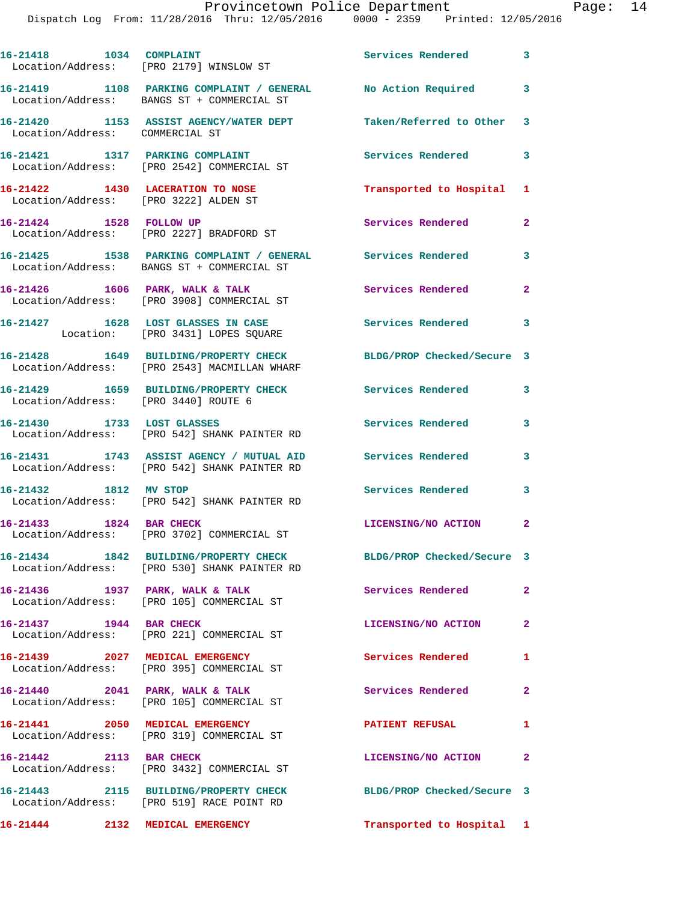16-21418 1034 COMPLAINT Services Rendered 3
Location/Address: [PRO 2179] WINSLOW ST

16-21419 1108 PARKING COMPLAINT / GENERAL No Action Required 3
Location/Address: BANGS ST + COMMERCIAL ST

16-21420 1153 ASSIST AGENCY/WATER DEPT Taken/Referred to Other 3
Location/Address: COMMERCIAL ST

16-21421 1317 PARKING COMPLAINT Services Rendered 3
Location/Address: [PRO 2542] COMMERCIAL ST

16-21422 1430 LACERATION TO NOSE Transported to Hospital 1
Location/Address: [PRO 3222] ALDEN ST

16-21424 1528 FOLLOW UP Services Rendered 2
Location/Address: [PRO 2227] BRADFORD ST

16-21425 1538 PARKING COMPLAINT / GENERAL Services Rendered 3
Location/Address: BANGS ST + COMMERCIAL ST

16-21426 1606 PARK, WALK & TALK Services Rendered 2
Location/Address: [PRO 3908] COMMERCIAL ST

16-21427 1628 LOST GLASSES IN CASE Services Rendered 3
Location: [PRO 3431] LOPES SQUARE

16-21428 1649 BUILDING/PROPERTY CHECK BLDG/PROP Checked/Secure 3
Location/Address: [PRO 2543] MACMILLAN WHARF

16-21429 1659 BUILDING/PROPERTY CHECK Services Rendered 3
Location/Address: [PRO 3440] ROUTE 6

16-21430 1733 LOST GLASSES Services Rendered 3
Location/Address: [PRO 542] SHANK PAINTER RD

16-21431 1743 ASSIST AGENCY / MUTUAL AID Services Rendered 3
Location/Address: [PRO 542] SHANK PAINTER RD

16-21432 1812 MV STOP Services Rendered 3
Location/Address: [PRO 542] SHANK PAINTER RD

16-21433 1824 BAR CHECK LICENSING/NO ACTION 2
Location/Address: [PRO 3702] COMMERCIAL ST

16-21434 1842 BUILDING/PROPERTY CHECK BLDG/PROP Checked/Secure 3
Location/Address: [PRO 530] SHANK PAINTER RD

16-21436 1937 PARK, WALK & TALK Services Rendered 2
Location/Address: [PRO 105] COMMERCIAL ST

16-21437 1944 BAR CHECK LICENSING/NO ACTION 2
Location/Address: [PRO 221] COMMERCIAL ST

16-21439 2027 MEDICAL EMERGENCY Services Rendered 1
Location/Address: [PRO 395] COMMERCIAL ST

16-21440 2041 PARK, WALK & TALK Services Rendered 2
Location/Address: [PRO 105] COMMERCIAL ST

16-21441 2050 MEDICAL EMERGENCY PATIENT REFUSAL 1
Location/Address: [PRO 319] COMMERCIAL ST

16-21442 2113 BAR CHECK LICENSING/NO ACTION 2
Location/Address: [PRO 3432] COMMERCIAL ST

16-21443 2115 BUILDING/PROPERTY CHECK BLDG/PROP Checked/Secure 3
Location/Address: [PRO 519] RACE POINT RD

16-21444 2132 MEDICAL EMERGENCY Transported to Hospital 1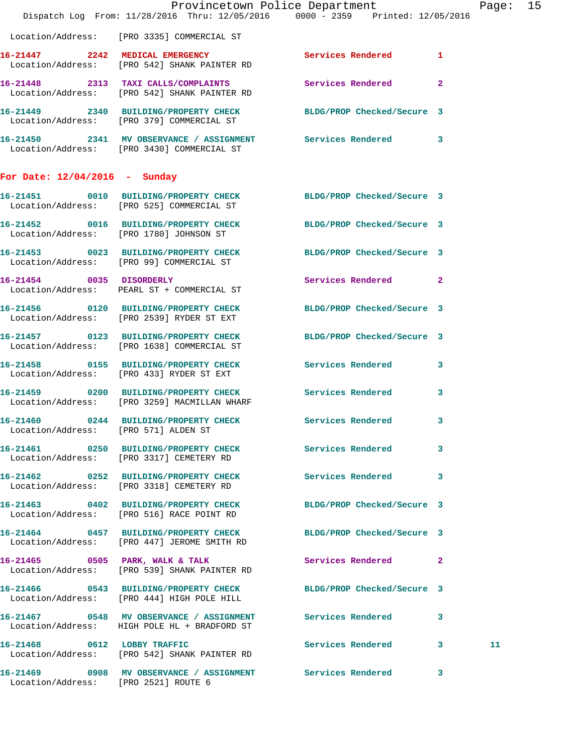Location/Address: [PRO 3335] COMMERCIAL ST

**16-21447 2242 MEDICAL EMERGENCY** Services Rendered 1
Location/Address: [PRO 542] SHANK PAINTER RD

**16-21448 2313 TAXI CALLS/COMPLAINTS** Services Rendered 2
Location/Address: [PRO 542] SHANK PAINTER RD

**16-21449 2340 BUILDING/PROPERTY CHECK** BLDG/PROP Checked/Secure 3
Location/Address: [PRO 379] COMMERCIAL ST

**16-21450 2341 MV OBSERVANCE / ASSIGNMENT** Services Rendered 3
Location/Address: [PRO 3430] COMMERCIAL ST

## For Date: 12/04/2016 - Sunday

**16-21451 0010 BUILDING/PROPERTY CHECK** BLDG/PROP Checked/Secure 3
Location/Address: [PRO 525] COMMERCIAL ST

**16-21452 0016 BUILDING/PROPERTY CHECK** BLDG/PROP Checked/Secure 3
Location/Address: [PRO 1780] JOHNSON ST

**16-21453 0023 BUILDING/PROPERTY CHECK** BLDG/PROP Checked/Secure 3
Location/Address: [PRO 99] COMMERCIAL ST

**16-21454 0035 DISORDERLY** Services Rendered 2
Location/Address: PEARL ST + COMMERCIAL ST

**16-21456 0120 BUILDING/PROPERTY CHECK** BLDG/PROP Checked/Secure 3
Location/Address: [PRO 2539] RYDER ST EXT

**16-21457 0123 BUILDING/PROPERTY CHECK** BLDG/PROP Checked/Secure 3
Location/Address: [PRO 1638] COMMERCIAL ST

**16-21458 0155 BUILDING/PROPERTY CHECK** Services Rendered 3
Location/Address: [PRO 433] RYDER ST EXT

**16-21459 0200 BUILDING/PROPERTY CHECK** Services Rendered 3
Location/Address: [PRO 3259] MACMILLAN WHARF

**16-21460 0244 BUILDING/PROPERTY CHECK** Services Rendered 3
Location/Address: [PRO 571] ALDEN ST

**16-21461 0250 BUILDING/PROPERTY CHECK** Services Rendered 3
Location/Address: [PRO 3317] CEMETERY RD

**16-21462 0252 BUILDING/PROPERTY CHECK** Services Rendered 3
Location/Address: [PRO 3318] CEMETERY RD

**16-21463 0402 BUILDING/PROPERTY CHECK** BLDG/PROP Checked/Secure 3
Location/Address: [PRO 516] RACE POINT RD

**16-21464 0457 BUILDING/PROPERTY CHECK** BLDG/PROP Checked/Secure 3
Location/Address: [PRO 447] JEROME SMITH RD

**16-21465 0505 PARK, WALK & TALK** Services Rendered 2
Location/Address: [PRO 539] SHANK PAINTER RD

**16-21466 0543 BUILDING/PROPERTY CHECK** BLDG/PROP Checked/Secure 3
Location/Address: [PRO 444] HIGH POLE HILL

**16-21467 0548 MV OBSERVANCE / ASSIGNMENT** Services Rendered 3
Location/Address: HIGH POLE HL + BRADFORD ST

**16-21468 0612 LOBBY TRAFFIC** Services Rendered 3 11
Location/Address: [PRO 542] SHANK PAINTER RD

**16-21469 0908 MV OBSERVANCE / ASSIGNMENT** Services Rendered 3
Location/Address: [PRO 2521] ROUTE 6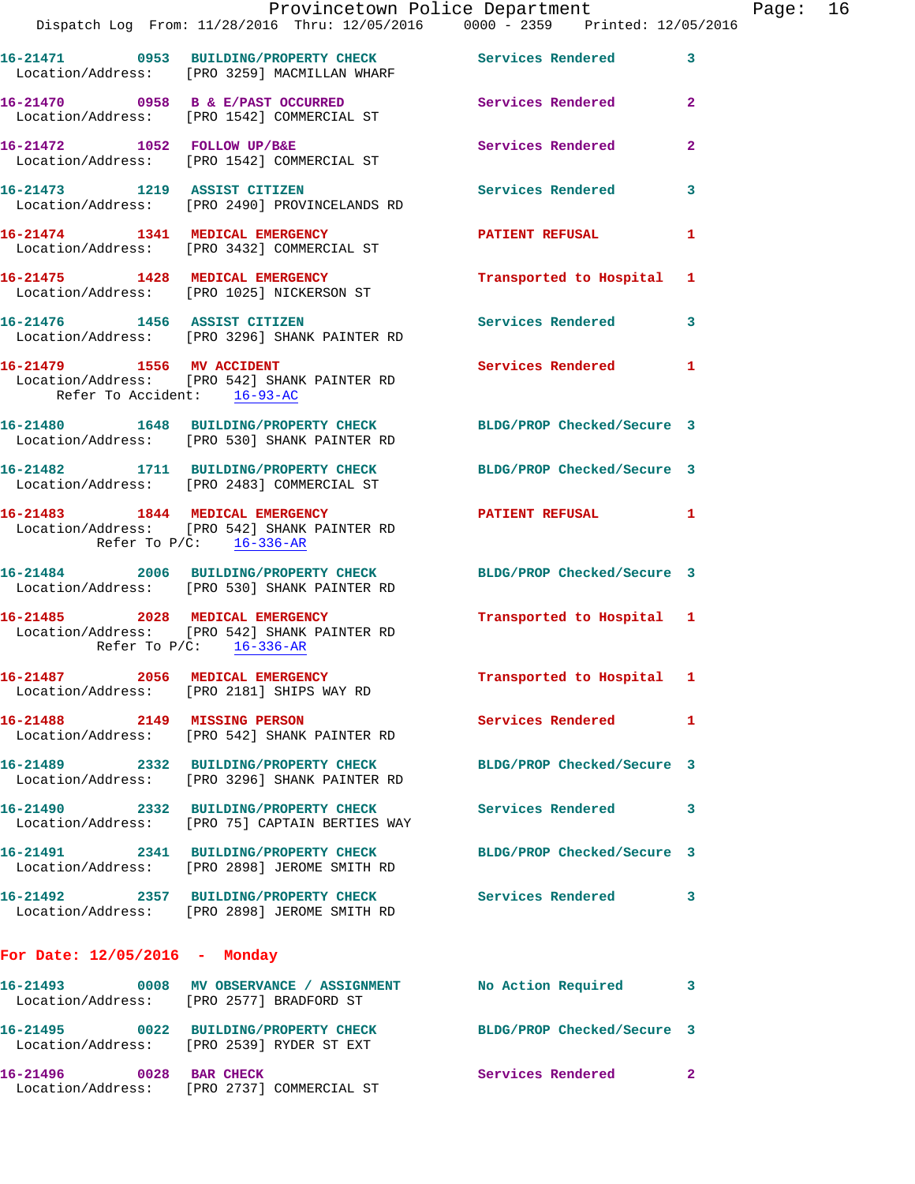16-21471 0953 BUILDING/PROPERTY CHECK Services Rendered 3
Location/Address: [PRO 3259] MACMILLAN WHARF

16-21470 0958 B & E/PAST OCCURRED Services Rendered 2
Location/Address: [PRO 1542] COMMERCIAL ST

16-21472 1052 FOLLOW UP/B&E Services Rendered 2
Location/Address: [PRO 1542] COMMERCIAL ST

16-21473 1219 ASSIST CITIZEN Services Rendered 3
Location/Address: [PRO 2490] PROVINCELANDS RD

16-21474 1341 MEDICAL EMERGENCY PATIENT REFUSAL 1
Location/Address: [PRO 3432] COMMERCIAL ST

16-21475 1428 MEDICAL EMERGENCY Transported to Hospital 1
Location/Address: [PRO 1025] NICKERSON ST

16-21476 1456 ASSIST CITIZEN Services Rendered 3
Location/Address: [PRO 3296] SHANK PAINTER RD

16-21479 1556 MV ACCIDENT Services Rendered 1
Location/Address: [PRO 542] SHANK PAINTER RD
Refer To Accident: 16-93-AC

16-21480 1648 BUILDING/PROPERTY CHECK BLDG/PROP Checked/Secure 3
Location/Address: [PRO 530] SHANK PAINTER RD

16-21482 1711 BUILDING/PROPERTY CHECK BLDG/PROP Checked/Secure 3
Location/Address: [PRO 2483] COMMERCIAL ST

16-21483 1844 MEDICAL EMERGENCY PATIENT REFUSAL 1
Location/Address: [PRO 542] SHANK PAINTER RD
Refer To P/C: 16-336-AR

16-21484 2006 BUILDING/PROPERTY CHECK BLDG/PROP Checked/Secure 3
Location/Address: [PRO 530] SHANK PAINTER RD

16-21485 2028 MEDICAL EMERGENCY Transported to Hospital 1
Location/Address: [PRO 542] SHANK PAINTER RD
Refer To P/C: 16-336-AR

16-21487 2056 MEDICAL EMERGENCY Transported to Hospital 1
Location/Address: [PRO 2181] SHIPS WAY RD

16-21488 2149 MISSING PERSON Services Rendered 1
Location/Address: [PRO 542] SHANK PAINTER RD

16-21489 2332 BUILDING/PROPERTY CHECK BLDG/PROP Checked/Secure 3
Location/Address: [PRO 3296] SHANK PAINTER RD

16-21490 2332 BUILDING/PROPERTY CHECK Services Rendered 3
Location/Address: [PRO 75] CAPTAIN BERTIES WAY

16-21491 2341 BUILDING/PROPERTY CHECK BLDG/PROP Checked/Secure 3
Location/Address: [PRO 2898] JEROME SMITH RD

16-21492 2357 BUILDING/PROPERTY CHECK Services Rendered 3
Location/Address: [PRO 2898] JEROME SMITH RD

**For Date: 12/05/2016 - Monday**

16-21493 0008 MV OBSERVANCE / ASSIGNMENT No Action Required 3
Location/Address: [PRO 2577] BRADFORD ST

16-21495 0022 BUILDING/PROPERTY CHECK BLDG/PROP Checked/Secure 3
Location/Address: [PRO 2539] RYDER ST EXT

16-21496 0028 BAR CHECK Services Rendered 2
Location/Address: [PRO 2737] COMMERCIAL ST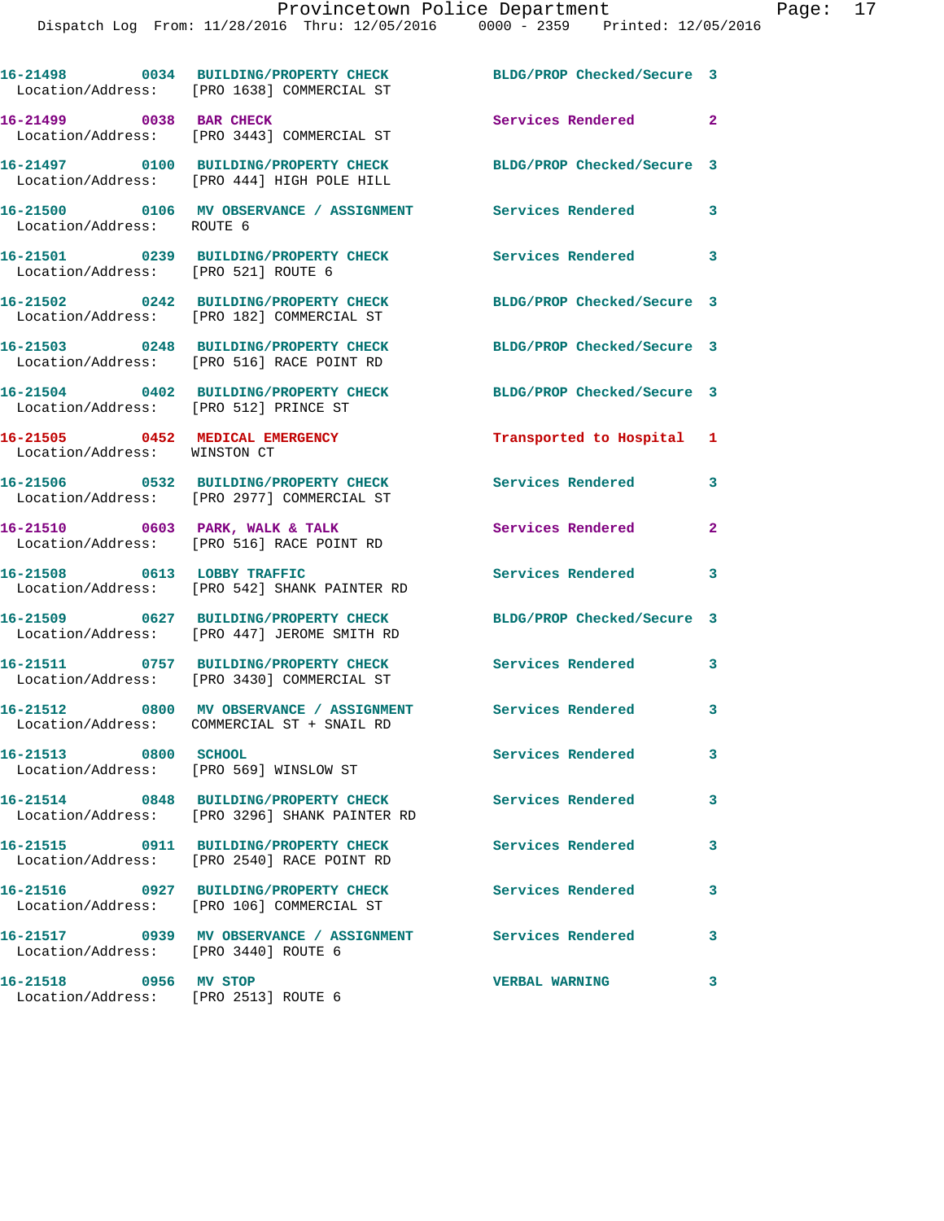16-21498 0034 BUILDING/PROPERTY CHECK BLDG/PROP Checked/Secure 3
Location/Address: [PRO 1638] COMMERCIAL ST

16-21499 0038 BAR CHECK Services Rendered 2
Location/Address: [PRO 3443] COMMERCIAL ST

16-21497 0100 BUILDING/PROPERTY CHECK BLDG/PROP Checked/Secure 3
Location/Address: [PRO 444] HIGH POLE HILL

16-21500 0106 MV OBSERVANCE / ASSIGNMENT Services Rendered 3
Location/Address: ROUTE 6

16-21501 0239 BUILDING/PROPERTY CHECK Services Rendered 3
Location/Address: [PRO 521] ROUTE 6

16-21502 0242 BUILDING/PROPERTY CHECK BLDG/PROP Checked/Secure 3
Location/Address: [PRO 182] COMMERCIAL ST

16-21503 0248 BUILDING/PROPERTY CHECK BLDG/PROP Checked/Secure 3
Location/Address: [PRO 516] RACE POINT RD

16-21504 0402 BUILDING/PROPERTY CHECK BLDG/PROP Checked/Secure 3
Location/Address: [PRO 512] PRINCE ST

16-21505 0452 MEDICAL EMERGENCY Transported to Hospital 1
Location/Address: WINSTON CT

16-21506 0532 BUILDING/PROPERTY CHECK Services Rendered 3
Location/Address: [PRO 2977] COMMERCIAL ST

16-21510 0603 PARK, WALK & TALK Services Rendered 2
Location/Address: [PRO 516] RACE POINT RD

16-21508 0613 LOBBY TRAFFIC Services Rendered 3
Location/Address: [PRO 542] SHANK PAINTER RD

16-21509 0627 BUILDING/PROPERTY CHECK BLDG/PROP Checked/Secure 3
Location/Address: [PRO 447] JEROME SMITH RD

16-21511 0757 BUILDING/PROPERTY CHECK Services Rendered 3
Location/Address: [PRO 3430] COMMERCIAL ST

16-21512 0800 MV OBSERVANCE / ASSIGNMENT Services Rendered 3
Location/Address: COMMERCIAL ST + SNAIL RD

16-21513 0800 SCHOOL Services Rendered 3
Location/Address: [PRO 569] WINSLOW ST

16-21514 0848 BUILDING/PROPERTY CHECK Services Rendered 3
Location/Address: [PRO 3296] SHANK PAINTER RD

16-21515 0911 BUILDING/PROPERTY CHECK Services Rendered 3
Location/Address: [PRO 2540] RACE POINT RD

16-21516 0927 BUILDING/PROPERTY CHECK Services Rendered 3
Location/Address: [PRO 106] COMMERCIAL ST

16-21517 0939 MV OBSERVANCE / ASSIGNMENT Services Rendered 3
Location/Address: [PRO 3440] ROUTE 6

16-21518 0956 MV STOP VERBAL WARNING 3
Location/Address: [PRO 2513] ROUTE 6